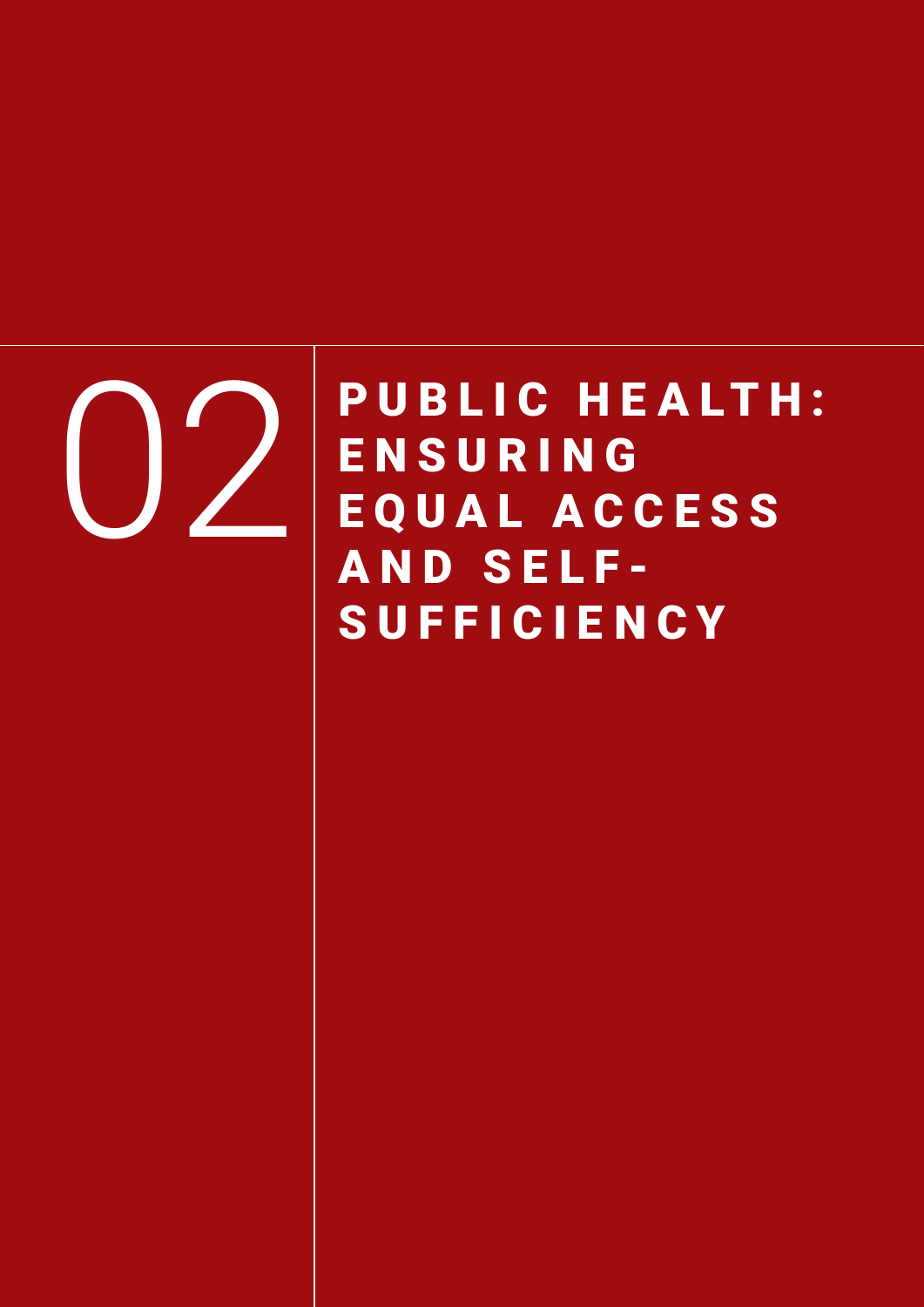# 02 PUBLIC HEALTH: ENSURING EQUAL ACCESS AND SELF-SUFFICIENCY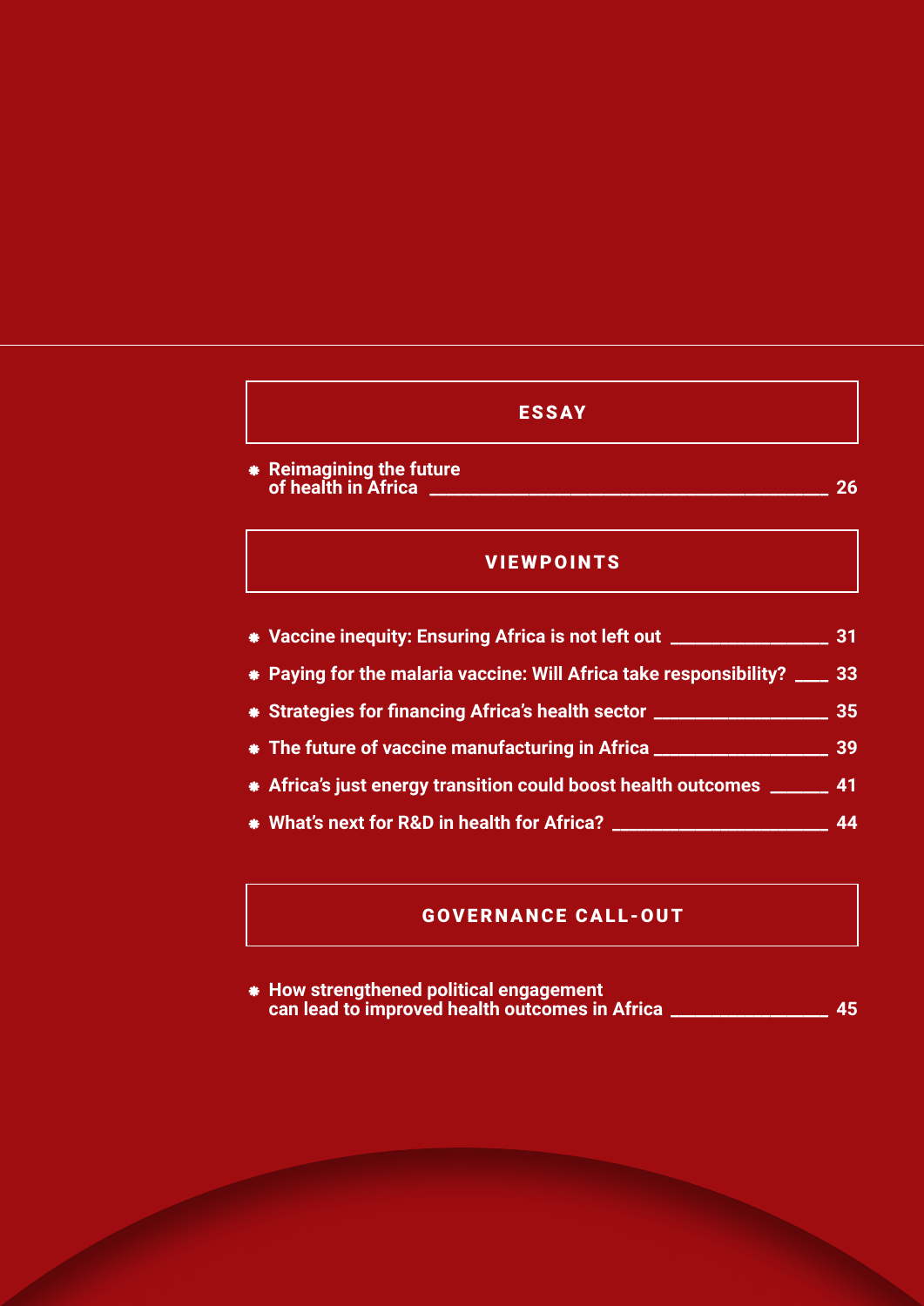## ESSAY

- **Reimagining the future of health in Africa** — 26

## VIEWPOINTS

- **Vaccine inequity: Ensuring Africa is not left out** — 31
- **Paying for the malaria vaccine: Will Africa take responsibility?** — 33
- **Strategies for financing Africa's health sector** — 35
- **The future of vaccine manufacturing in Africa** — 39
- **Africa's just energy transition could boost health outcomes** — 41
- **What's next for R&D in health for Africa?** — 44

## GOVERNANCE CALL-OUT

- **How strengthened political engagement can lead to improved health outcomes in Africa** — 45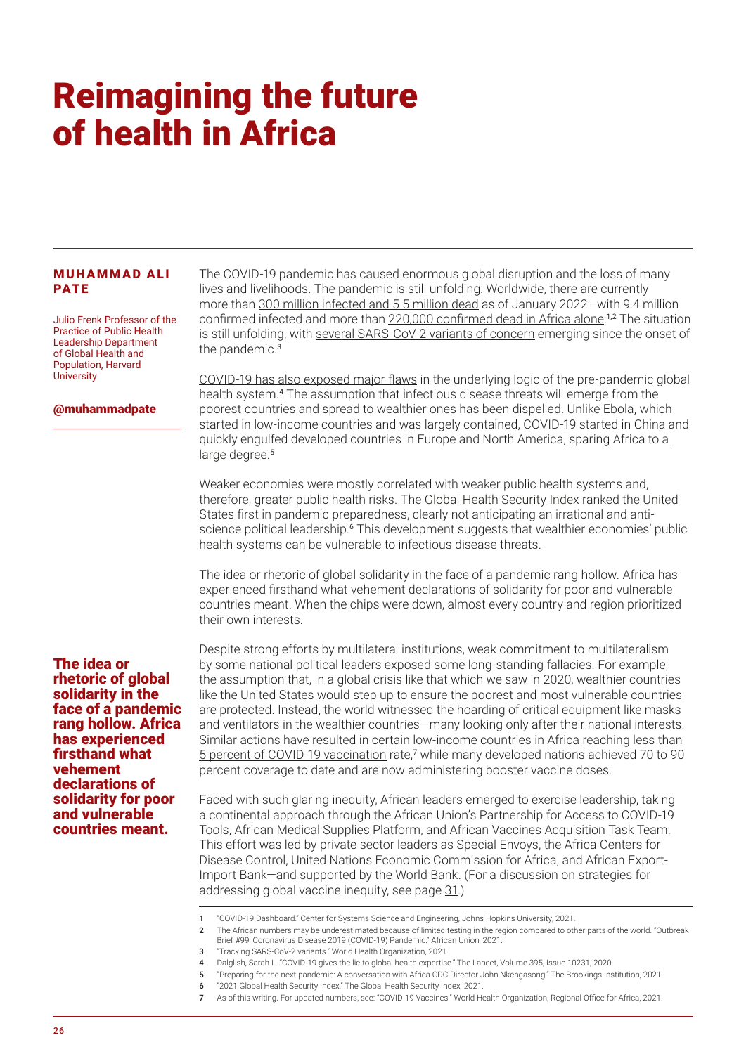# Reimagining the future of health in Africa

**MUHAMMAD ALI PATE**

Julio Frenk Professor of the Practice of Public Health Leadership Department of Global Health and Population, Harvard University

@muhammadpate

The COVID-19 pandemic has caused enormous global disruption and the loss of many lives and livelihoods. The pandemic is still unfolding: Worldwide, there are currently more than 300 million infected and 5.5 million dead as of January 2022—with 9.4 million confirmed infected and more than 220,000 confirmed dead in Africa alone.[1,2] The situation is still unfolding, with several SARS-CoV-2 variants of concern emerging since the onset of the pandemic.[3]

COVID-19 has also exposed major flaws in the underlying logic of the pre-pandemic global health system.[4] The assumption that infectious disease threats will emerge from the poorest countries and spread to wealthier ones has been dispelled. Unlike Ebola, which started in low-income countries and was largely contained, COVID-19 started in China and quickly engulfed developed countries in Europe and North America, sparing Africa to a large degree.[5]

Weaker economies were mostly correlated with weaker public health systems and, therefore, greater public health risks. The Global Health Security Index ranked the United States first in pandemic preparedness, clearly not anticipating an irrational and anti-science political leadership.[6] This development suggests that wealthier economies' public health systems can be vulnerable to infectious disease threats.

The idea or rhetoric of global solidarity in the face of a pandemic rang hollow. Africa has experienced firsthand what vehement declarations of solidarity for poor and vulnerable countries meant. When the chips were down, almost every country and region prioritized their own interests.

**The idea or rhetoric of global solidarity in the face of a pandemic rang hollow. Africa has experienced firsthand what vehement declarations of solidarity for poor and vulnerable countries meant.**

Despite strong efforts by multilateral institutions, weak commitment to multilateralism by some national political leaders exposed some long-standing fallacies. For example, the assumption that, in a global crisis like that which we saw in 2020, wealthier countries like the United States would step up to ensure the poorest and most vulnerable countries are protected. Instead, the world witnessed the hoarding of critical equipment like masks and ventilators in the wealthier countries—many looking only after their national interests. Similar actions have resulted in certain low-income countries in Africa reaching less than 5 percent of COVID-19 vaccination rate,[7] while many developed nations achieved 70 to 90 percent coverage to date and are now administering booster vaccine doses.

Faced with such glaring inequity, African leaders emerged to exercise leadership, taking a continental approach through the African Union's Partnership for Access to COVID-19 Tools, African Medical Supplies Platform, and African Vaccines Acquisition Task Team. This effort was led by private sector leaders as Special Envoys, the Africa Centers for Disease Control, United Nations Economic Commission for Africa, and African Export-Import Bank—and supported by the World Bank. (For a discussion on strategies for addressing global vaccine inequity, see page 31.)

---

1 "COVID-19 Dashboard." Center for Systems Science and Engineering, Johns Hopkins University, 2021.

2 The African numbers may be underestimated because of limited testing in the region compared to other parts of the world. "Outbreak Brief #99: Coronavirus Disease 2019 (COVID-19) Pandemic." African Union, 2021.

3 "Tracking SARS-CoV-2 variants." World Health Organization, 2021.

4 Dalglish, Sarah L. "COVID-19 gives the lie to global health expertise." The Lancet, Volume 395, Issue 10231, 2020.

5 "Preparing for the next pandemic: A conversation with Africa CDC Director John Nkengasong." The Brookings Institution, 2021.

6 "2021 Global Health Security Index." The Global Health Security Index, 2021.

7 As of this writing. For updated numbers, see: "COVID-19 Vaccines." World Health Organization, Regional Office for Africa, 2021.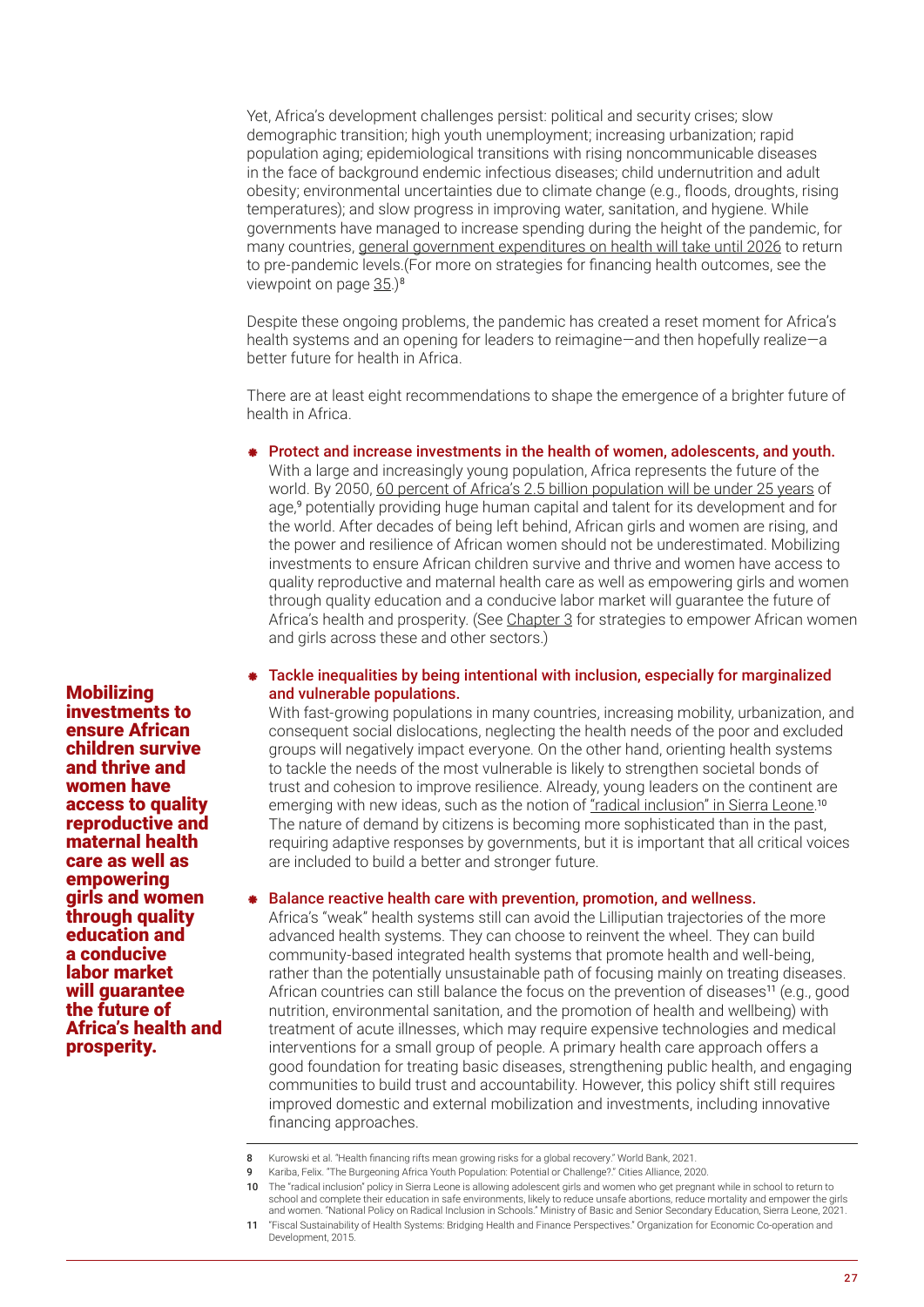Yet, Africa's development challenges persist: political and security crises; slow demographic transition; high youth unemployment; increasing urbanization; rapid population aging; epidemiological transitions with rising noncommunicable diseases in the face of background endemic infectious diseases; child undernutrition and adult obesity; environmental uncertainties due to climate change (e.g., floods, droughts, rising temperatures); and slow progress in improving water, sanitation, and hygiene. While governments have managed to increase spending during the height of the pandemic, for many countries, general government expenditures on health will take until 2026 to return to pre-pandemic levels.(For more on strategies for financing health outcomes, see the viewpoint on page 35.)[8]

Despite these ongoing problems, the pandemic has created a reset moment for Africa's health systems and an opening for leaders to reimagine—and then hopefully realize—a better future for health in Africa.

There are at least eight recommendations to shape the emergence of a brighter future of health in Africa.

- **Protect and increase investments in the health of women, adolescents, and youth.** With a large and increasingly young population, Africa represents the future of the world. By 2050, 60 percent of Africa's 2.5 billion population will be under 25 years of age,[9] potentially providing huge human capital and talent for its development and for the world. After decades of being left behind, African girls and women are rising, and the power and resilience of African women should not be underestimated. Mobilizing investments to ensure African children survive and thrive and women have access to quality reproductive and maternal health care as well as empowering girls and women through quality education and a conducive labor market will guarantee the future of Africa's health and prosperity. (See Chapter 3 for strategies to empower African women and girls across these and other sectors.)

**Mobilizing investments to ensure African children survive and thrive and women have access to quality reproductive and maternal health care as well as empowering girls and women through quality education and a conducive labor market will guarantee the future of Africa's health and prosperity.**

- **Tackle inequalities by being intentional with inclusion, especially for marginalized and vulnerable populations.** With fast-growing populations in many countries, increasing mobility, urbanization, and consequent social dislocations, neglecting the health needs of the poor and excluded groups will negatively impact everyone. On the other hand, orienting health systems to tackle the needs of the most vulnerable is likely to strengthen societal bonds of trust and cohesion to improve resilience. Already, young leaders on the continent are emerging with new ideas, such as the notion of "radical inclusion" in Sierra Leone.[10] The nature of demand by citizens is becoming more sophisticated than in the past, requiring adaptive responses by governments, but it is important that all critical voices are included to build a better and stronger future.

- **Balance reactive health care with prevention, promotion, and wellness.** Africa's "weak" health systems still can avoid the Lilliputian trajectories of the more advanced health systems. They can choose to reinvent the wheel. They can build community-based integrated health systems that promote health and well-being, rather than the potentially unsustainable path of focusing mainly on treating diseases. African countries can still balance the focus on the prevention of diseases[11] (e.g., good nutrition, environmental sanitation, and the promotion of health and wellbeing) with treatment of acute illnesses, which may require expensive technologies and medical interventions for a small group of people. A primary health care approach offers a good foundation for treating basic diseases, strengthening public health, and engaging communities to build trust and accountability. However, this policy shift still requires improved domestic and external mobilization and investments, including innovative financing approaches.

---

8 Kurowski et al. "Health financing rifts mean growing risks for a global recovery." World Bank, 2021.

9 Kariba, Felix. "The Burgeoning Africa Youth Population: Potential or Challenge?." Cities Alliance, 2020.

10 The "radical inclusion" policy in Sierra Leone is allowing adolescent girls and women who get pregnant while in school to return to school and complete their education in safe environments, likely to reduce unsafe abortions, reduce mortality and empower the girls and women. "National Policy on Radical Inclusion in Schools." Ministry of Basic and Senior Secondary Education, Sierra Leone, 2021.

11 "Fiscal Sustainability of Health Systems: Bridging Health and Finance Perspectives." Organization for Economic Co-operation and Development, 2015.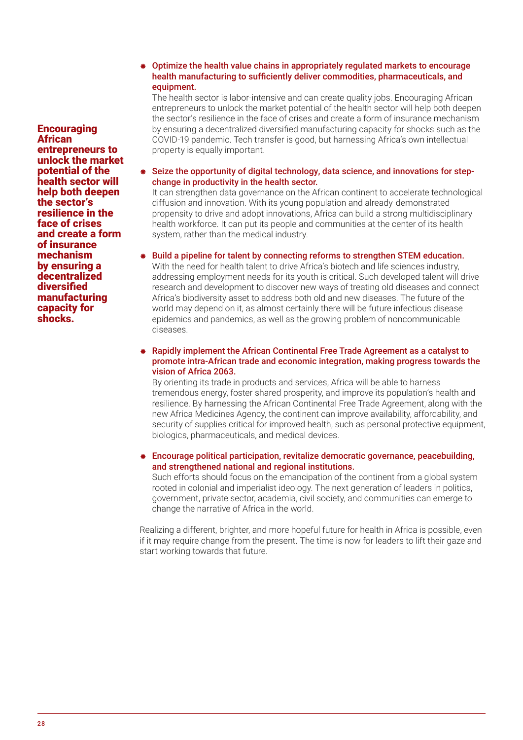> **Encouraging African entrepreneurs to unlock the market potential of the health sector will help both deepen the sector's resilience in the face of crises and create a form of insurance mechanism by ensuring a decentralized diversified manufacturing capacity for shocks.**

- **Optimize the health value chains in appropriately regulated markets to encourage health manufacturing to sufficiently deliver commodities, pharmaceuticals, and equipment.**
  The health sector is labor-intensive and can create quality jobs. Encouraging African entrepreneurs to unlock the market potential of the health sector will help both deepen the sector's resilience in the face of crises and create a form of insurance mechanism by ensuring a decentralized diversified manufacturing capacity for shocks such as the COVID-19 pandemic. Tech transfer is good, but harnessing Africa's own intellectual property is equally important.

- **Seize the opportunity of digital technology, data science, and innovations for step-change in productivity in the health sector.**
  It can strengthen data governance on the African continent to accelerate technological diffusion and innovation. With its young population and already-demonstrated propensity to drive and adopt innovations, Africa can build a strong multidisciplinary health workforce. It can put its people and communities at the center of its health system, rather than the medical industry.

- **Build a pipeline for talent by connecting reforms to strengthen STEM education.**
  With the need for health talent to drive Africa's biotech and life sciences industry, addressing employment needs for its youth is critical. Such developed talent will drive research and development to discover new ways of treating old diseases and connect Africa's biodiversity asset to address both old and new diseases. The future of the world may depend on it, as almost certainly there will be future infectious disease epidemics and pandemics, as well as the growing problem of noncommunicable diseases.

- **Rapidly implement the African Continental Free Trade Agreement as a catalyst to promote intra-African trade and economic integration, making progress towards the vision of Africa 2063.**
  By orienting its trade in products and services, Africa will be able to harness tremendous energy, foster shared prosperity, and improve its population's health and resilience. By harnessing the African Continental Free Trade Agreement, along with the new Africa Medicines Agency, the continent can improve availability, affordability, and security of supplies critical for improved health, such as personal protective equipment, biologics, pharmaceuticals, and medical devices.

- **Encourage political participation, revitalize democratic governance, peacebuilding, and strengthened national and regional institutions.**
  Such efforts should focus on the emancipation of the continent from a global system rooted in colonial and imperialist ideology. The next generation of leaders in politics, government, private sector, academia, civil society, and communities can emerge to change the narrative of Africa in the world.

Realizing a different, brighter, and more hopeful future for health in Africa is possible, even if it may require change from the present. The time is now for leaders to lift their gaze and start working towards that future.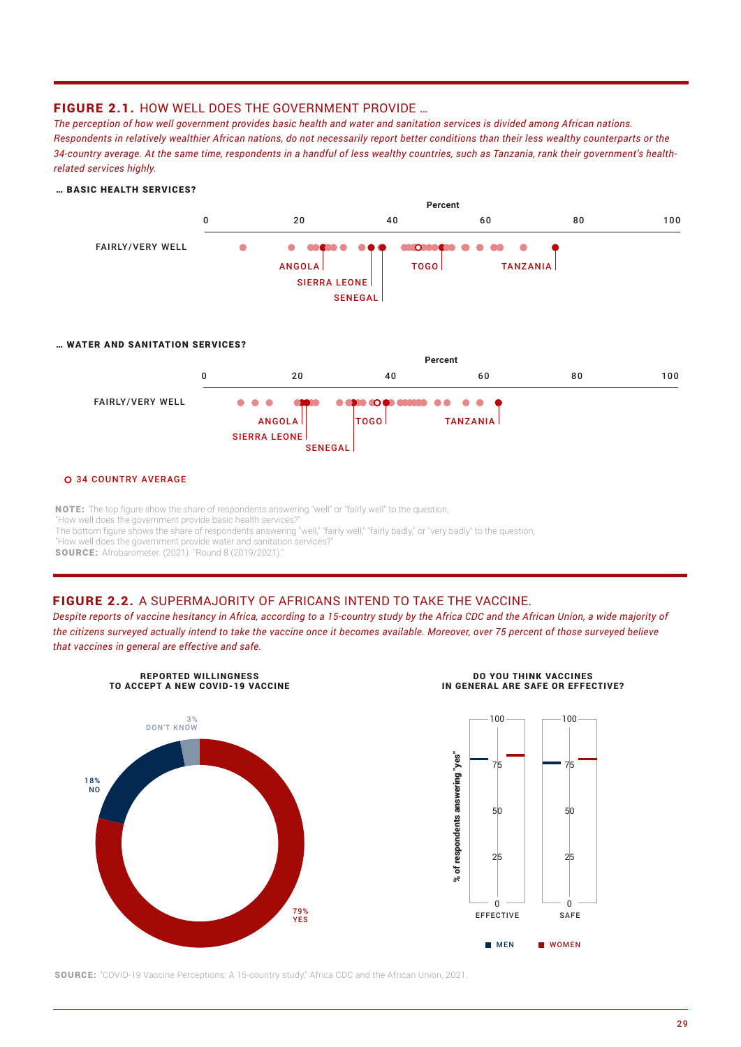## FIGURE 2.1. HOW WELL DOES THE GOVERNMENT PROVIDE …

*The perception of how well government provides basic health and water and sanitation services is divided among African nations. Respondents in relatively wealthier African nations, do not necessarily report better conditions than their less wealthy counterparts or the 34-country average. At the same time, respondents in a handful of less wealthy countries, such as Tanzania, rank their government's health-related services highly.*

**… BASIC HEALTH SERVICES?**

Percent

0 20 40 60 80 100

FAIRLY/VERY WELL

ANGOLA, SIERRA LEONE, SENEGAL, TOGO, TANZANIA

**… WATER AND SANITATION SERVICES?**

Percent

0 20 40 60 80 100

FAIRLY/VERY WELL

ANGOLA, SIERRA LEONE, SENEGAL, TOGO, TANZANIA

O 34 COUNTRY AVERAGE

**NOTE:** The top figure show the share of respondents answering "well" or "fairly well" to the question, "How well does the government provide basic health services?"
The bottom figure shows the share of respondents answering "well," "fairly well," "fairly badly," or "very badly" to the question, "How well does the government provide water and sanitation services?"
**SOURCE:** Afrobarometer. (2021). "Round 8 (2019/2021)."

## FIGURE 2.2. A SUPERMAJORITY OF AFRICANS INTEND TO TAKE THE VACCINE.

*Despite reports of vaccine hesitancy in Africa, according to a 15-country study by the Africa CDC and the African Union, a wide majority of the citizens surveyed actually intend to take the vaccine once it becomes available. Moreover, over 75 percent of those surveyed believe that vaccines in general are effective and safe.*

**REPORTED WILLINGNESS TO ACCEPT A NEW COVID-19 VACCINE**

3% DON'T KNOW

18% NO

79% YES

**DO YOU THINK VACCINES IN GENERAL ARE SAFE OR EFFECTIVE?**

% of respondents answering "yes"

100, 75, 50, 25, 0

EFFECTIVE SAFE

MEN WOMEN

**SOURCE:** "COVID-19 Vaccine Perceptions: A 15-country study," Africa CDC and the African Union, 2021.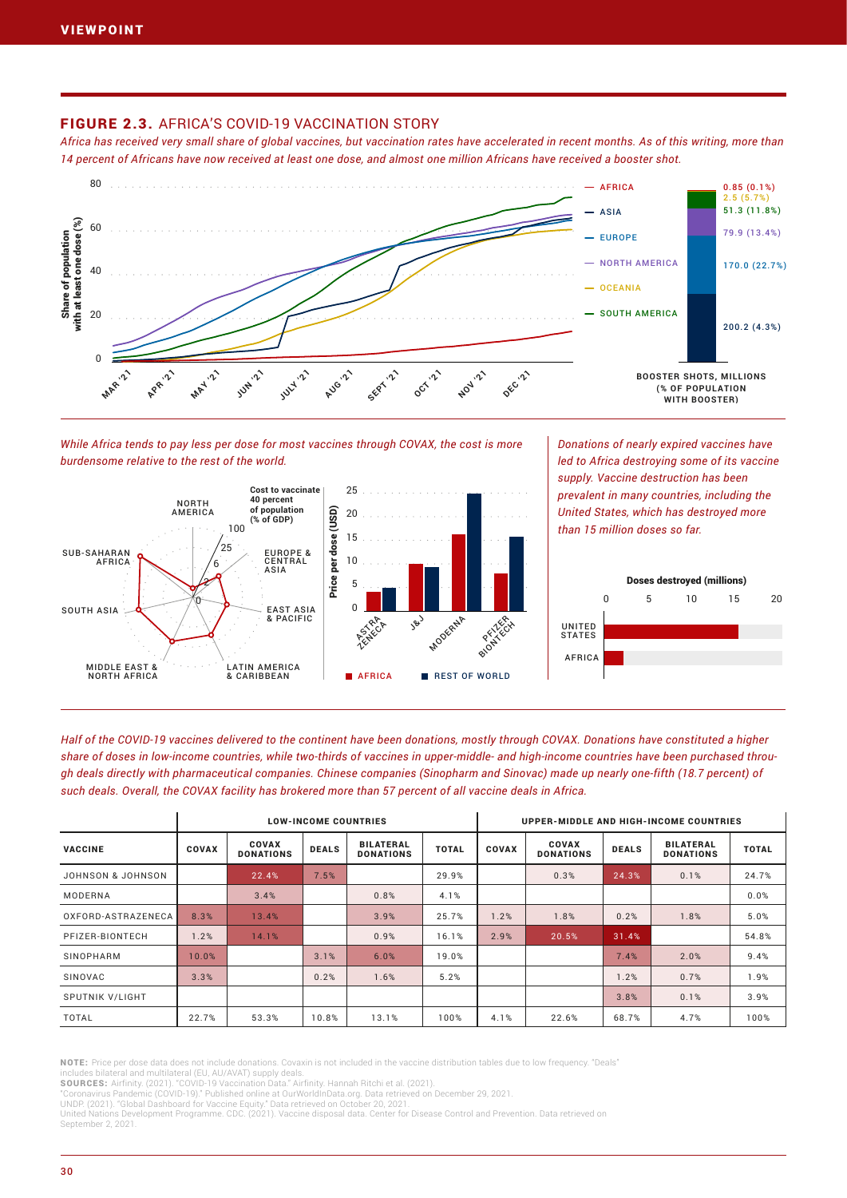## FIGURE 2.3. AFRICA'S COVID-19 VACCINATION STORY

*Africa has received very small share of global vaccines, but vaccination rates have accelerated in recent months. As of this writing, more than 14 percent of Africans have now received at least one dose, and almost one million Africans have received a booster shot.*

Share of population with at least one dose (%)

AFRICA — ASIA — EUROPE — NORTH AMERICA — OCEANIA — SOUTH AMERICA

BOOSTER SHOTS, MILLIONS (% OF POPULATION WITH BOOSTER): 0.85 (0.1%), 2.5 (5.7%), 51.3 (11.8%), 79.9 (13.4%), 170.0 (22.7%), 200.2 (4.3%)

*While Africa tends to pay less per dose for most vaccines through COVAX, the cost is more burdensome relative to the rest of the world.*

Cost to vaccinate 40 percent of population (% of GDP): NORTH AMERICA, EUROPE & CENTRAL ASIA, EAST ASIA & PACIFIC, LATIN AMERICA & CARIBBEAN, MIDDLE EAST & NORTH AFRICA, SOUTH ASIA, SUB-SAHARAN AFRICA

Price per dose (USD): ASTRA ZENECA, J&J, MODERNA, PFIZER BIONTECH — AFRICA, REST OF WORLD

*Donations of nearly expired vaccines have led to Africa destroying some of its vaccine supply. Vaccine destruction has been prevalent in many countries, including the United States, which has destroyed more than 15 million doses so far.*

Doses destroyed (millions): UNITED STATES, AFRICA

*Half of the COVID-19 vaccines delivered to the continent have been donations, mostly through COVAX. Donations have constituted a higher share of doses in low-income countries, while two-thirds of vaccines in upper-middle- and high-income countries have been purchased through deals directly with pharmaceutical companies. Chinese companies (Sinopharm and Sinovac) made up nearly one-fifth (18.7 percent) of such deals. Overall, the COVAX facility has brokered more than 57 percent of all vaccine deals in Africa.*

| | LOW-INCOME COUNTRIES | | | | | UPPER-MIDDLE AND HIGH-INCOME COUNTRIES | | | | |
|---|---|---|---|---|---|---|---|---|---|---|
| VACCINE | COVAX | COVAX DONATIONS | DEALS | BILATERAL DONATIONS | TOTAL | COVAX | COVAX DONATIONS | DEALS | BILATERAL DONATIONS | TOTAL |
| JOHNSON & JOHNSON | | 22.4% | 7.5% | | 29.9% | | 0.3% | 24.3% | 0.1% | 24.7% |
| MODERNA | | 3.4% | | 0.8% | 4.1% | | | | | 0.0% |
| OXFORD-ASTRAZENECA | 8.3% | 13.4% | | 3.9% | 25.7% | 1.2% | 1.8% | 0.2% | 1.8% | 5.0% |
| PFIZER-BIONTECH | 1.2% | 14.1% | | 0.9% | 16.1% | 2.9% | 20.5% | 31.4% | | 54.8% |
| SINOPHARM | 10.0% | | 3.1% | 6.0% | 19.0% | | | 7.4% | 2.0% | 9.4% |
| SINOVAC | 3.3% | | 0.2% | 1.6% | 5.2% | | | 1.2% | 0.7% | 1.9% |
| SPUTNIK V/LIGHT | | | | | | | | 3.8% | 0.1% | 3.9% |
| TOTAL | 22.7% | 53.3% | 10.8% | 13.1% | 100% | 4.1% | 22.6% | 68.7% | 4.7% | 100% |

**NOTE:** Price per dose data does not include donations. Covaxin is not included in the vaccine distribution tables due to low frequency. "Deals" includes bilateral and multilateral (EU, AU/AVAT) supply deals.
**SOURCES:** Airfinity. (2021). "COVID-19 Vaccination Data." Airfinity. Hannah Ritchi et al. (2021). "Coronavirus Pandemic (COVID-19)." Published online at OurWorldInData.org. Data retrieved on December 29, 2021. UNDP. (2021). "Global Dashboard for Vaccine Equity." Data retrieved on October 20, 2021. United Nations Development Programme. CDC. (2021). Vaccine disposal data. Center for Disease Control and Prevention. Data retrieved on September 2, 2021.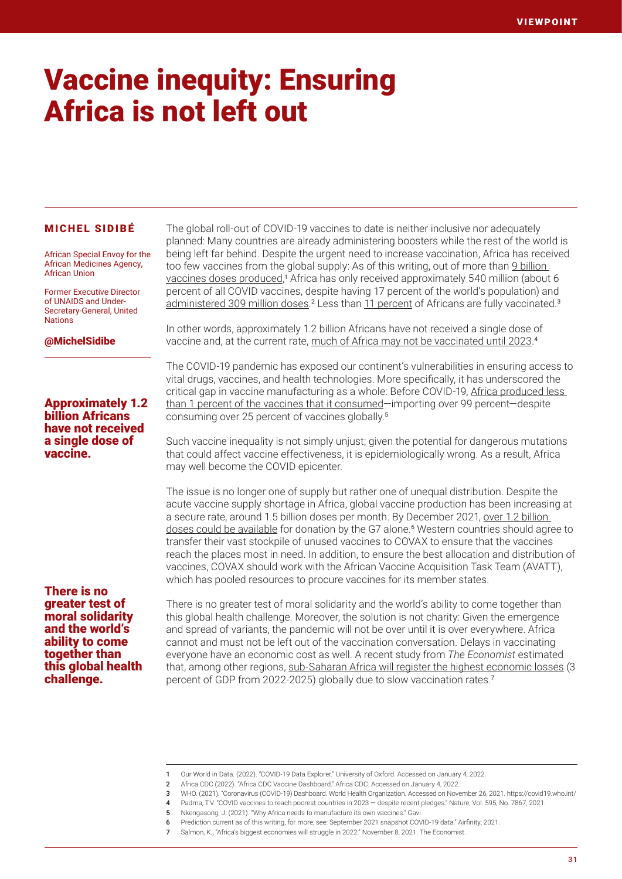# Vaccine inequity: Ensuring Africa is not left out

**MICHEL SIDIBÉ**

African Special Envoy for the African Medicines Agency, African Union

Former Executive Director of UNAIDS and Under-Secretary-General, United Nations

@MichelSidibe

The global roll-out of COVID-19 vaccines to date is neither inclusive nor adequately planned: Many countries are already administering boosters while the rest of the world is being left far behind. Despite the urgent need to increase vaccination, Africa has received too few vaccines from the global supply: As of this writing, out of more than 9 billion vaccines doses produced,[1] Africa has only received approximately 540 million (about 6 percent of all COVID vaccines, despite having 17 percent of the world's population) and administered 309 million doses.[2] Less than 11 percent of Africans are fully vaccinated.[3]

In other words, approximately 1.2 billion Africans have not received a single dose of vaccine and, at the current rate, much of Africa may not be vaccinated until 2023.[4]

**Approximately 1.2 billion Africans have not received a single dose of vaccine.**

The COVID-19 pandemic has exposed our continent's vulnerabilities in ensuring access to vital drugs, vaccines, and health technologies. More specifically, it has underscored the critical gap in vaccine manufacturing as a whole: Before COVID-19, Africa produced less than 1 percent of the vaccines that it consumed—importing over 99 percent—despite consuming over 25 percent of vaccines globally.[5]

Such vaccine inequality is not simply unjust; given the potential for dangerous mutations that could affect vaccine effectiveness, it is epidemiologically wrong. As a result, Africa may well become the COVID epicenter.

The issue is no longer one of supply but rather one of unequal distribution. Despite the acute vaccine supply shortage in Africa, global vaccine production has been increasing at a secure rate, around 1.5 billion doses per month. By December 2021, over 1.2 billion doses could be available for donation by the G7 alone.[6] Western countries should agree to transfer their vast stockpile of unused vaccines to COVAX to ensure that the vaccines reach the places most in need. In addition, to ensure the best allocation and distribution of vaccines, COVAX should work with the African Vaccine Acquisition Task Team (AVATT), which has pooled resources to procure vaccines for its member states.

**There is no greater test of moral solidarity and the world's ability to come together than this global health challenge.**

There is no greater test of moral solidarity and the world's ability to come together than this global health challenge. Moreover, the solution is not charity: Given the emergence and spread of variants, the pandemic will not be over until it is over everywhere. Africa cannot and must not be left out of the vaccination conversation. Delays in vaccinating everyone have an economic cost as well. A recent study from *The Economist* estimated that, among other regions, sub-Saharan Africa will register the highest economic losses (3 percent of GDP from 2022-2025) globally due to slow vaccination rates.[7]

---

1 Our World in Data. (2022). "COVID-19 Data Explorer." University of Oxford. Accessed on January 4, 2022.
2 Africa CDC (2022). "Africa CDC Vaccine Dashboard." Africa CDC. Accessed on January 4, 2022.
3 WHO. (2021). "Coronavirus (COVID-19) Dashboard. World Health Organization. Accessed on November 26, 2021. https://covid19.who.int/
4 Padma, T.V. "COVID vaccines to reach poorest countries in 2023 — despite recent pledges." Nature, Vol. 595, No. 7867, 2021.
5 Nkengasong, J. (2021). "Why Africa needs to manufacture its own vaccines." Gavi.
6 Prediction current as of this writing, for more, see: September 2021 snapshot COVID-19 data." Airfinity, 2021.
7 Salmon, K., "Africa's biggest economies will struggle in 2022." November 8, 2021. The Economist.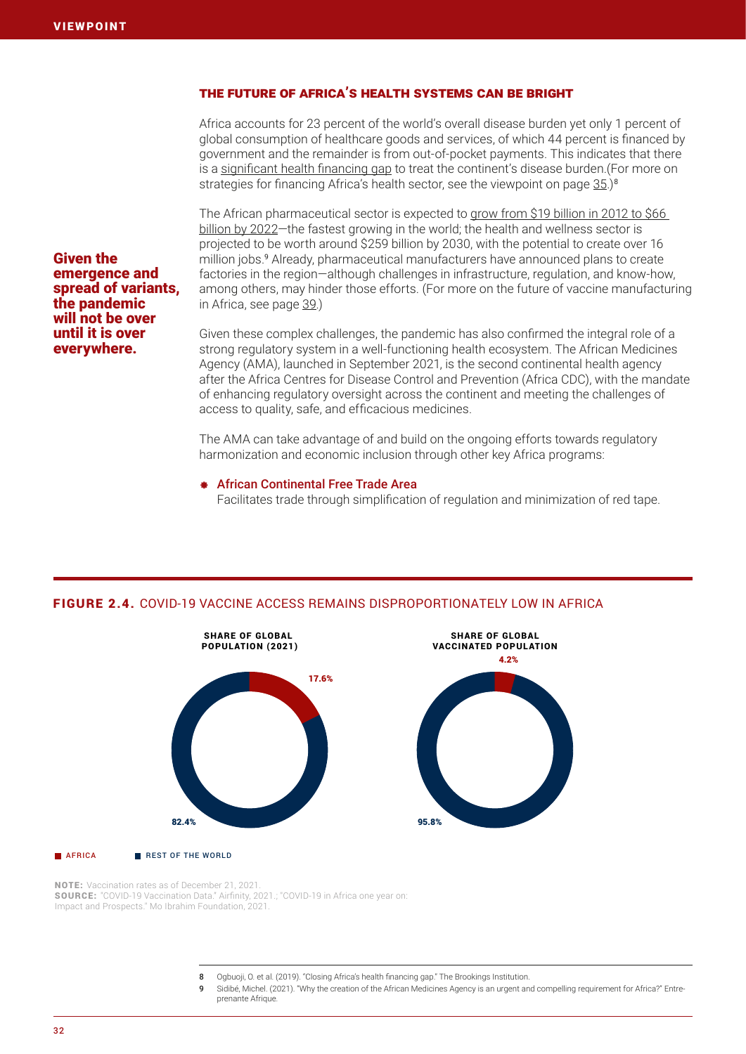## THE FUTURE OF AFRICA'S HEALTH SYSTEMS CAN BE BRIGHT

Africa accounts for 23 percent of the world's overall disease burden yet only 1 percent of global consumption of healthcare goods and services, of which 44 percent is financed by government and the remainder is from out-of-pocket payments. This indicates that there is a significant health financing gap to treat the continent's disease burden.(For more on strategies for financing Africa's health sector, see the viewpoint on page 35.)[8]

The African pharmaceutical sector is expected to grow from $19 billion in 2012 to $66 billion by 2022—the fastest growing in the world; the health and wellness sector is projected to be worth around $259 billion by 2030, with the potential to create over 16 million jobs.[9] Already, pharmaceutical manufacturers have announced plans to create factories in the region—although challenges in infrastructure, regulation, and know-how, among others, may hinder those efforts. (For more on the future of vaccine manufacturing in Africa, see page 39.)

**Given the emergence and spread of variants, the pandemic will not be over until it is over everywhere.**

Given these complex challenges, the pandemic has also confirmed the integral role of a strong regulatory system in a well-functioning health ecosystem. The African Medicines Agency (AMA), launched in September 2021, is the second continental health agency after the Africa Centres for Disease Control and Prevention (Africa CDC), with the mandate of enhancing regulatory oversight across the continent and meeting the challenges of access to quality, safe, and efficacious medicines.

The AMA can take advantage of and build on the ongoing efforts towards regulatory harmonization and economic inclusion through other key Africa programs:

- **African Continental Free Trade Area**
  Facilitates trade through simplification of regulation and minimization of red tape.

**FIGURE 2.4.** COVID-19 VACCINE ACCESS REMAINS DISPROPORTIONATELY LOW IN AFRICA

| | Share of global population (2021) | Share of global vaccinated population |
|---|---|---|
| Africa | 17.6% | 4.2% |
| Rest of the world | 82.4% | 95.8% |

**NOTE:** Vaccination rates as of December 21, 2021.
**SOURCE:** "COVID-19 Vaccination Data." Airfinity, 2021.; "COVID-19 in Africa one year on: Impact and Prospects." Mo Ibrahim Foundation, 2021.

8 Ogbuoji, O. et al. (2019). "Closing Africa's health financing gap." The Brookings Institution.
9 Sidibé, Michel. (2021). "Why the creation of the African Medicines Agency is an urgent and compelling requirement for Africa?" Entreprenante Afrique.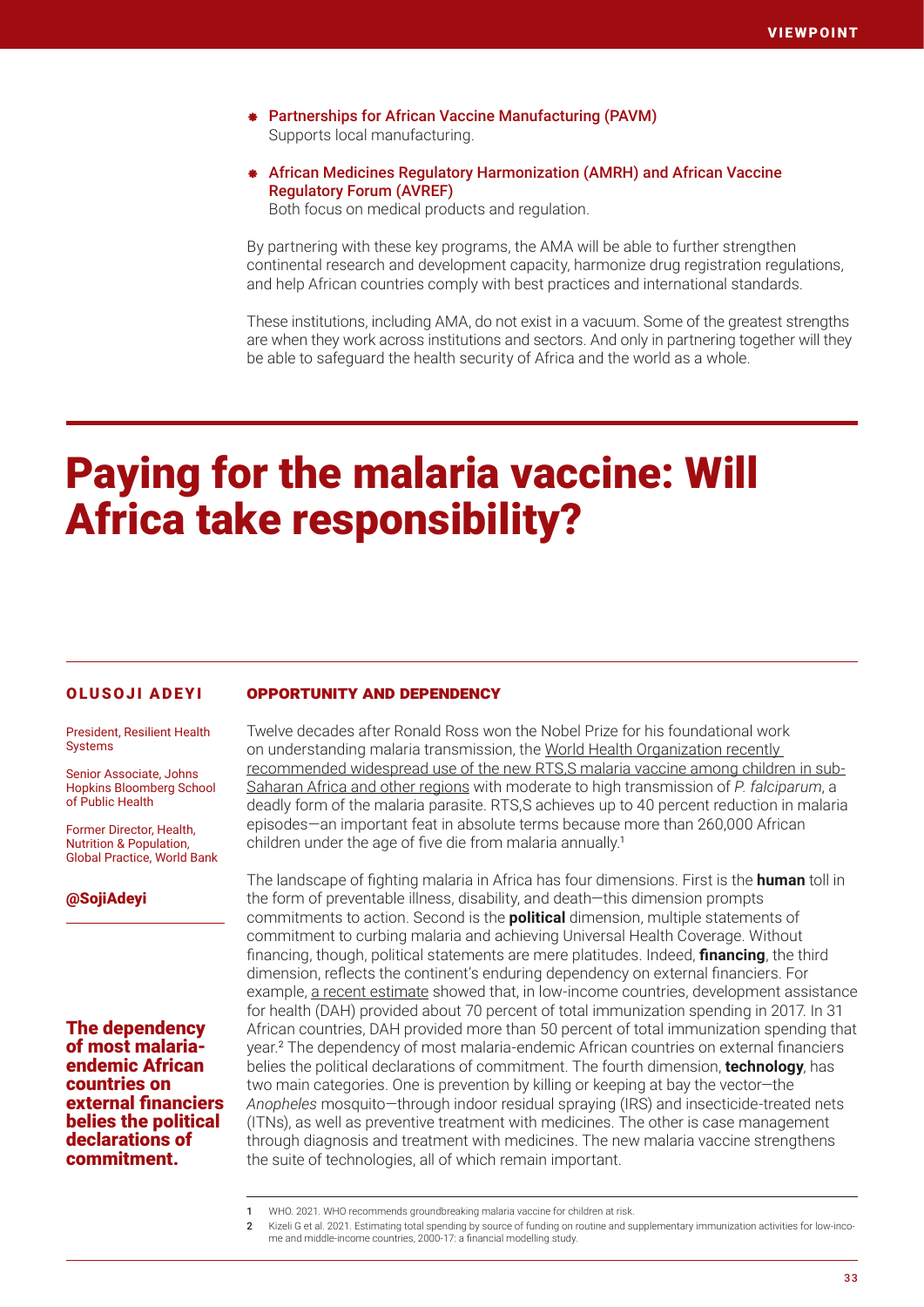- **Partnerships for African Vaccine Manufacturing (PAVM)**
  Supports local manufacturing.

- **African Medicines Regulatory Harmonization (AMRH) and African Vaccine Regulatory Forum (AVREF)**
  Both focus on medical products and regulation.

By partnering with these key programs, the AMA will be able to further strengthen continental research and development capacity, harmonize drug registration regulations, and help African countries comply with best practices and international standards.

These institutions, including AMA, do not exist in a vacuum. Some of the greatest strengths are when they work across institutions and sectors. And only in partnering together will they be able to safeguard the health security of Africa and the world as a whole.

# Paying for the malaria vaccine: Will Africa take responsibility?

**OLUSOJI ADEYI**

President, Resilient Health Systems

Senior Associate, Johns Hopkins Bloomberg School of Public Health

Former Director, Health, Nutrition & Population, Global Practice, World Bank

**@SojiAdeyi**

**The dependency of most malaria-endemic African countries on external financiers belies the political declarations of commitment.**

## OPPORTUNITY AND DEPENDENCY

Twelve decades after Ronald Ross won the Nobel Prize for his foundational work on understanding malaria transmission, the World Health Organization recently recommended widespread use of the new RTS,S malaria vaccine among children in sub-Saharan Africa and other regions with moderate to high transmission of *P. falciparum*, a deadly form of the malaria parasite. RTS,S achieves up to 40 percent reduction in malaria episodes—an important feat in absolute terms because more than 260,000 African children under the age of five die from malaria annually.[1]

The landscape of fighting malaria in Africa has four dimensions. First is the **human** toll in the form of preventable illness, disability, and death—this dimension prompts commitments to action. Second is the **political** dimension, multiple statements of commitment to curbing malaria and achieving Universal Health Coverage. Without financing, though, political statements are mere platitudes. Indeed, **financing**, the third dimension, reflects the continent's enduring dependency on external financiers. For example, a recent estimate showed that, in low-income countries, development assistance for health (DAH) provided about 70 percent of total immunization spending in 2017. In 31 African countries, DAH provided more than 50 percent of total immunization spending that year.[2] The dependency of most malaria-endemic African countries on external financiers belies the political declarations of commitment. The fourth dimension, **technology**, has two main categories. One is prevention by killing or keeping at bay the vector—the *Anopheles* mosquito—through indoor residual spraying (IRS) and insecticide-treated nets (ITNs), as well as preventive treatment with medicines. The other is case management through diagnosis and treatment with medicines. The new malaria vaccine strengthens the suite of technologies, all of which remain important.

1 WHO. 2021. WHO recommends groundbreaking malaria vaccine for children at risk.

2 Kizeli G et al. 2021. Estimating total spending by source of funding on routine and supplementary immunization activities for low-income and middle-income countries, 2000-17: a financial modelling study.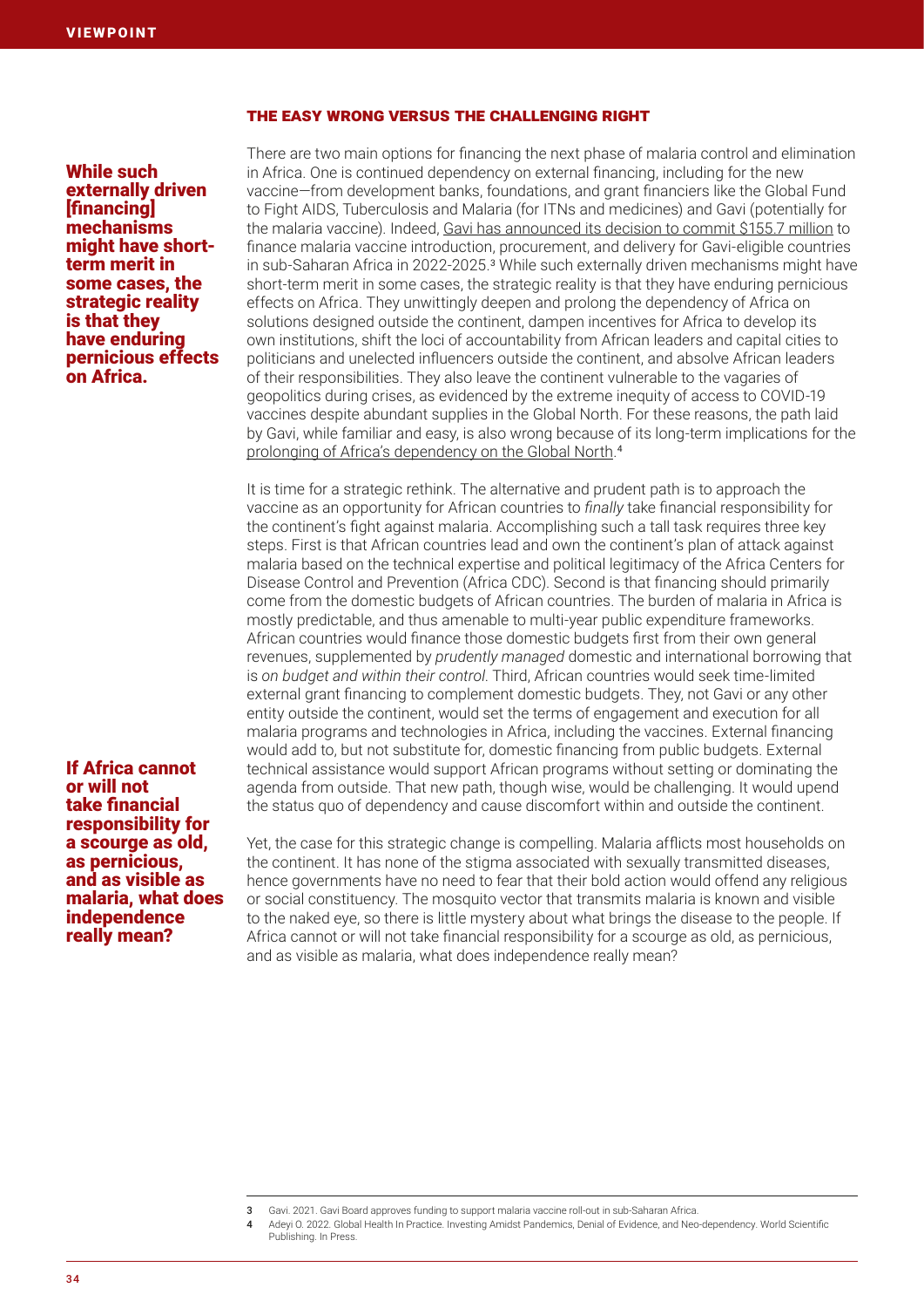### THE EASY WRONG VERSUS THE CHALLENGING RIGHT

**While such externally driven [financing] mechanisms might have short-term merit in some cases, the strategic reality is that they have enduring pernicious effects on Africa.**

There are two main options for financing the next phase of malaria control and elimination in Africa. One is continued dependency on external financing, including for the new vaccine—from development banks, foundations, and grant financiers like the Global Fund to Fight AIDS, Tuberculosis and Malaria (for ITNs and medicines) and Gavi (potentially for the malaria vaccine). Indeed, Gavi has announced its decision to commit $155.7 million to finance malaria vaccine introduction, procurement, and delivery for Gavi-eligible countries in sub-Saharan Africa in 2022-2025.[3] While such externally driven mechanisms might have short-term merit in some cases, the strategic reality is that they have enduring pernicious effects on Africa. They unwittingly deepen and prolong the dependency of Africa on solutions designed outside the continent, dampen incentives for Africa to develop its own institutions, shift the loci of accountability from African leaders and capital cities to politicians and unelected influencers outside the continent, and absolve African leaders of their responsibilities. They also leave the continent vulnerable to the vagaries of geopolitics during crises, as evidenced by the extreme inequity of access to COVID-19 vaccines despite abundant supplies in the Global North. For these reasons, the path laid by Gavi, while familiar and easy, is also wrong because of its long-term implications for the prolonging of Africa's dependency on the Global North.[4]

It is time for a strategic rethink. The alternative and prudent path is to approach the vaccine as an opportunity for African countries to *finally* take financial responsibility for the continent's fight against malaria. Accomplishing such a tall task requires three key steps. First is that African countries lead and own the continent's plan of attack against malaria based on the technical expertise and political legitimacy of the Africa Centers for Disease Control and Prevention (Africa CDC). Second is that financing should primarily come from the domestic budgets of African countries. The burden of malaria in Africa is mostly predictable, and thus amenable to multi-year public expenditure frameworks. African countries would finance those domestic budgets first from their own general revenues, supplemented by *prudently managed* domestic and international borrowing that is *on budget and within their control*. Third, African countries would seek time-limited external grant financing to complement domestic budgets. They, not Gavi or any other entity outside the continent, would set the terms of engagement and execution for all malaria programs and technologies in Africa, including the vaccines. External financing would add to, but not substitute for, domestic financing from public budgets. External technical assistance would support African programs without setting or dominating the agenda from outside. That new path, though wise, would be challenging. It would upend the status quo of dependency and cause discomfort within and outside the continent.

**If Africa cannot or will not take financial responsibility for a scourge as old, as pernicious, and as visible as malaria, what does independence really mean?**

Yet, the case for this strategic change is compelling. Malaria afflicts most households on the continent. It has none of the stigma associated with sexually transmitted diseases, hence governments have no need to fear that their bold action would offend any religious or social constituency. The mosquito vector that transmits malaria is known and visible to the naked eye, so there is little mystery about what brings the disease to the people. If Africa cannot or will not take financial responsibility for a scourge as old, as pernicious, and as visible as malaria, what does independence really mean?

---

3 Gavi. 2021. Gavi Board approves funding to support malaria vaccine roll-out in sub-Saharan Africa.

4 Adeyi O. 2022. Global Health In Practice. Investing Amidst Pandemics, Denial of Evidence, and Neo-dependency. World Scientific Publishing. In Press.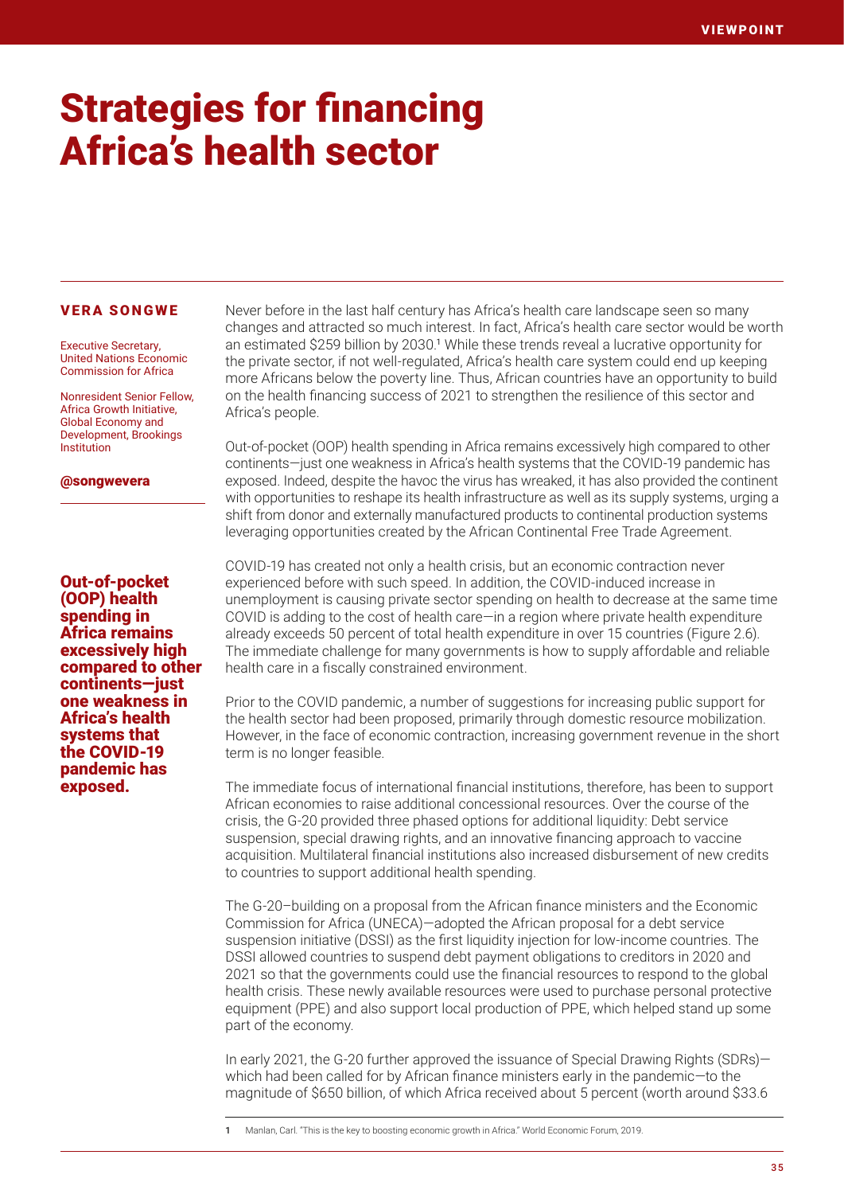# Strategies for financing Africa's health sector

**VERA SONGWE**

Executive Secretary, United Nations Economic Commission for Africa

Nonresident Senior Fellow, Africa Growth Initiative, Global Economy and Development, Brookings Institution

**@songwevera**

Never before in the last half century has Africa's health care landscape seen so many changes and attracted so much interest. In fact, Africa's health care sector would be worth an estimated $259 billion by 2030.[1] While these trends reveal a lucrative opportunity for the private sector, if not well-regulated, Africa's health care system could end up keeping more Africans below the poverty line. Thus, African countries have an opportunity to build on the health financing success of 2021 to strengthen the resilience of this sector and Africa's people.

Out-of-pocket (OOP) health spending in Africa remains excessively high compared to other continents—just one weakness in Africa's health systems that the COVID-19 pandemic has exposed. Indeed, despite the havoc the virus has wreaked, it has also provided the continent with opportunities to reshape its health infrastructure as well as its supply systems, urging a shift from donor and externally manufactured products to continental production systems leveraging opportunities created by the African Continental Free Trade Agreement.

**Out-of-pocket (OOP) health spending in Africa remains excessively high compared to other continents—just one weakness in Africa's health systems that the COVID-19 pandemic has exposed.**

COVID-19 has created not only a health crisis, but an economic contraction never experienced before with such speed. In addition, the COVID-induced increase in unemployment is causing private sector spending on health to decrease at the same time COVID is adding to the cost of health care—in a region where private health expenditure already exceeds 50 percent of total health expenditure in over 15 countries (Figure 2.6). The immediate challenge for many governments is how to supply affordable and reliable health care in a fiscally constrained environment.

Prior to the COVID pandemic, a number of suggestions for increasing public support for the health sector had been proposed, primarily through domestic resource mobilization. However, in the face of economic contraction, increasing government revenue in the short term is no longer feasible.

The immediate focus of international financial institutions, therefore, has been to support African economies to raise additional concessional resources. Over the course of the crisis, the G-20 provided three phased options for additional liquidity: Debt service suspension, special drawing rights, and an innovative financing approach to vaccine acquisition. Multilateral financial institutions also increased disbursement of new credits to countries to support additional health spending.

The G-20–building on a proposal from the African finance ministers and the Economic Commission for Africa (UNECA)—adopted the African proposal for a debt service suspension initiative (DSSI) as the first liquidity injection for low-income countries. The DSSI allowed countries to suspend debt payment obligations to creditors in 2020 and 2021 so that the governments could use the financial resources to respond to the global health crisis. These newly available resources were used to purchase personal protective equipment (PPE) and also support local production of PPE, which helped stand up some part of the economy.

In early 2021, the G-20 further approved the issuance of Special Drawing Rights (SDRs)—which had been called for by African finance ministers early in the pandemic—to the magnitude of $650 billion, of which Africa received about 5 percent (worth around $33.6

---

1 Manlan, Carl. "This is the key to boosting economic growth in Africa." World Economic Forum, 2019.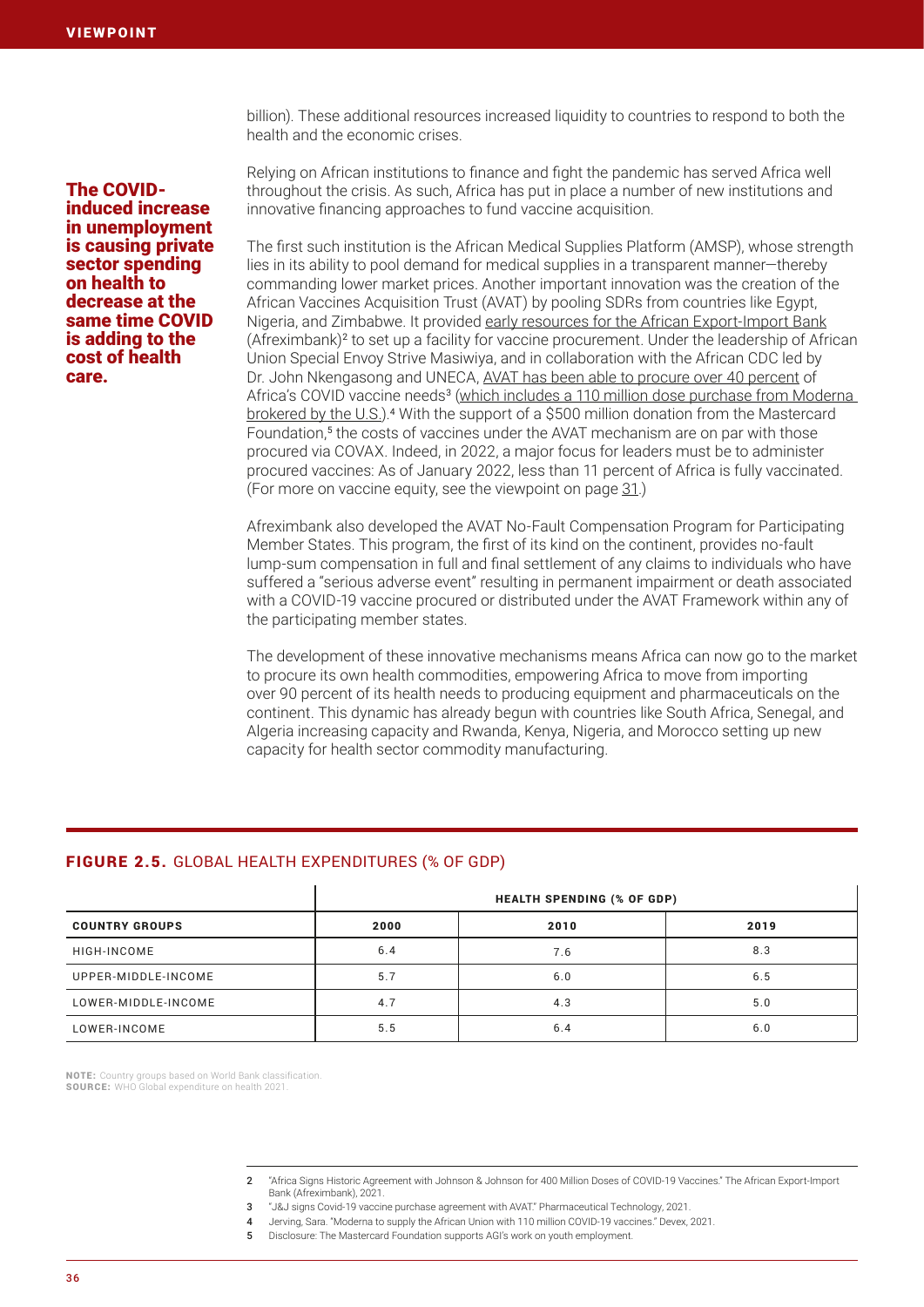billion). These additional resources increased liquidity to countries to respond to both the health and the economic crises.

**The COVID-induced increase in unemployment is causing private sector spending on health to decrease at the same time COVID is adding to the cost of health care.**

Relying on African institutions to finance and fight the pandemic has served Africa well throughout the crisis. As such, Africa has put in place a number of new institutions and innovative financing approaches to fund vaccine acquisition.

The first such institution is the African Medical Supplies Platform (AMSP), whose strength lies in its ability to pool demand for medical supplies in a transparent manner—thereby commanding lower market prices. Another important innovation was the creation of the African Vaccines Acquisition Trust (AVAT) by pooling SDRs from countries like Egypt, Nigeria, and Zimbabwe. It provided early resources for the African Export-Import Bank (Afreximbank)[2] to set up a facility for vaccine procurement. Under the leadership of African Union Special Envoy Strive Masiwiya, and in collaboration with the African CDC led by Dr. John Nkengasong and UNECA, AVAT has been able to procure over 40 percent of Africa's COVID vaccine needs[3] (which includes a 110 million dose purchase from Moderna brokered by the U.S.).[4] With the support of a $500 million donation from the Mastercard Foundation,[5] the costs of vaccines under the AVAT mechanism are on par with those procured via COVAX. Indeed, in 2022, a major focus for leaders must be to administer procured vaccines: As of January 2022, less than 11 percent of Africa is fully vaccinated. (For more on vaccine equity, see the viewpoint on page 31.)

Afreximbank also developed the AVAT No-Fault Compensation Program for Participating Member States. This program, the first of its kind on the continent, provides no-fault lump-sum compensation in full and final settlement of any claims to individuals who have suffered a "serious adverse event" resulting in permanent impairment or death associated with a COVID-19 vaccine procured or distributed under the AVAT Framework within any of the participating member states.

The development of these innovative mechanisms means Africa can now go to the market to procure its own health commodities, empowering Africa to move from importing over 90 percent of its health needs to producing equipment and pharmaceuticals on the continent. This dynamic has already begun with countries like South Africa, Senegal, and Algeria increasing capacity and Rwanda, Kenya, Nigeria, and Morocco setting up new capacity for health sector commodity manufacturing.

**FIGURE 2.5.** GLOBAL HEALTH EXPENDITURES (% OF GDP)

| | HEALTH SPENDING (% OF GDP) | | |
|---|---|---|---|
| **COUNTRY GROUPS** | **2000** | **2010** | **2019** |
| HIGH-INCOME | 6.4 | 7.6 | 8.3 |
| UPPER-MIDDLE-INCOME | 5.7 | 6.0 | 6.5 |
| LOWER-MIDDLE-INCOME | 4.7 | 4.3 | 5.0 |
| LOWER-INCOME | 5.5 | 6.4 | 6.0 |

**NOTE:** Country groups based on World Bank classification.
**SOURCE:** WHO Global expenditure on health 2021.

2 "Africa Signs Historic Agreement with Johnson & Johnson for 400 Million Doses of COVID-19 Vaccines." The African Export-Import Bank (Afreximbank), 2021.

3 "J&J signs Covid-19 vaccine purchase agreement with AVAT." Pharmaceutical Technology, 2021.

4 Jerving, Sara. "Moderna to supply the African Union with 110 million COVID-19 vaccines." Devex, 2021.

5 Disclosure: The Mastercard Foundation supports AGI's work on youth employment.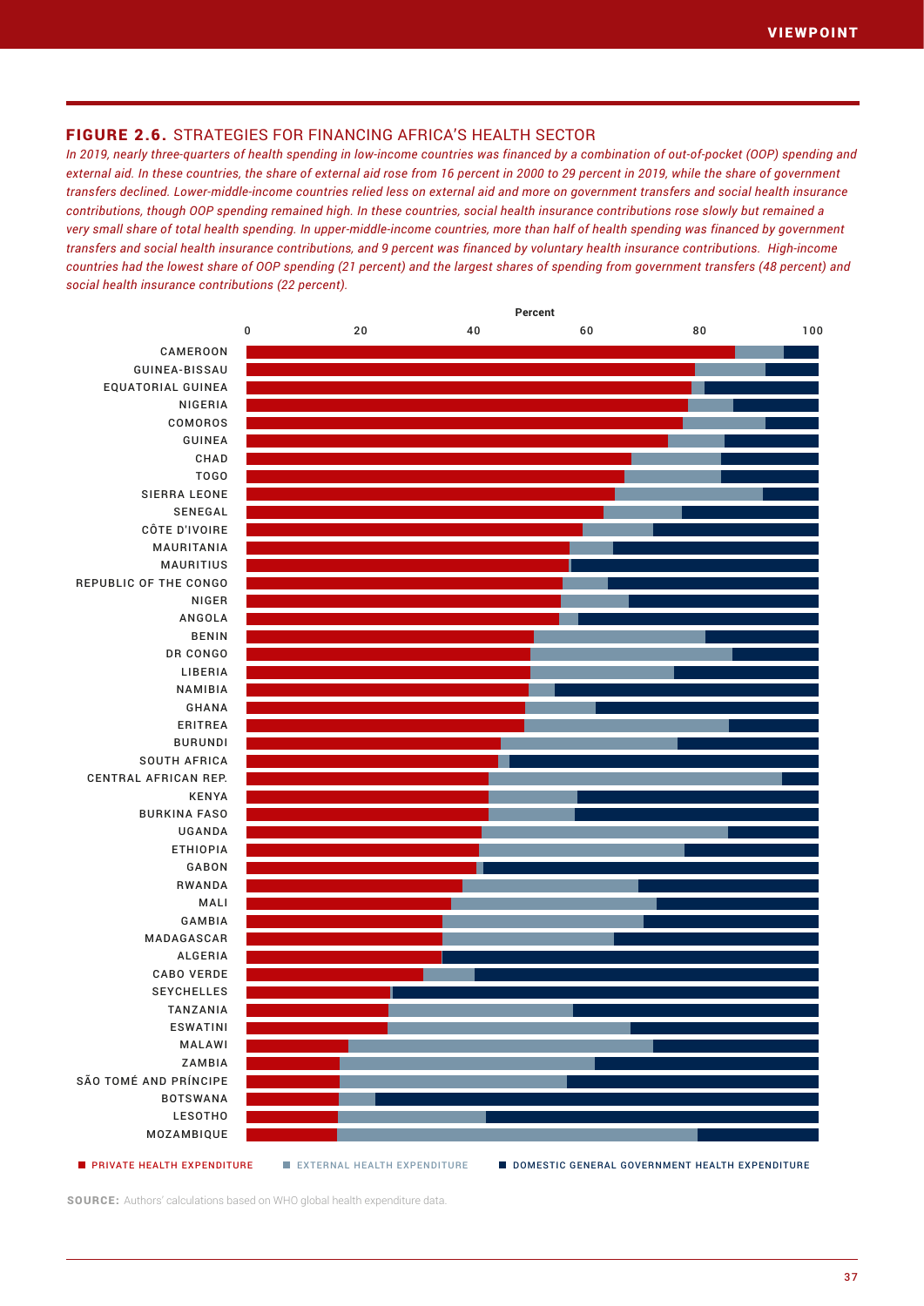## FIGURE 2.6. STRATEGIES FOR FINANCING AFRICA'S HEALTH SECTOR

*In 2019, nearly three-quarters of health spending in low-income countries was financed by a combination of out-of-pocket (OOP) spending and external aid. In these countries, the share of external aid rose from 16 percent in 2000 to 29 percent in 2019, while the share of government transfers declined. Lower-middle-income countries relied less on external aid and more on government transfers and social health insurance contributions, though OOP spending remained high. In these countries, social health insurance contributions rose slowly but remained a very small share of total health spending. In upper-middle-income countries, more than half of health spending was financed by government transfers and social health insurance contributions, and 9 percent was financed by voluntary health insurance contributions. High-income countries had the lowest share of OOP spending (21 percent) and the largest shares of spending from government transfers (48 percent) and social health insurance contributions (22 percent).*

Percent (0–100)

Countries (top to bottom): CAMEROON, GUINEA-BISSAU, EQUATORIAL GUINEA, NIGERIA, COMOROS, GUINEA, CHAD, TOGO, SIERRA LEONE, SENEGAL, CÔTE D'IVOIRE, MAURITANIA, MAURITIUS, REPUBLIC OF THE CONGO, NIGER, ANGOLA, BENIN, DR CONGO, LIBERIA, NAMIBIA, GHANA, ERITREA, BURUNDI, SOUTH AFRICA, CENTRAL AFRICAN REP., KENYA, BURKINA FASO, UGANDA, ETHIOPIA, GABON, RWANDA, MALI, GAMBIA, MADAGASCAR, ALGERIA, CABO VERDE, SEYCHELLES, TANZANIA, ESWATINI, MALAWI, ZAMBIA, SÃO TOMÉ AND PRÍNCIPE, BOTSWANA, LESOTHO, MOZAMBIQUE

■ PRIVATE HEALTH EXPENDITURE ■ EXTERNAL HEALTH EXPENDITURE ■ DOMESTIC GENERAL GOVERNMENT HEALTH EXPENDITURE

**SOURCE:** Authors' calculations based on WHO global health expenditure data.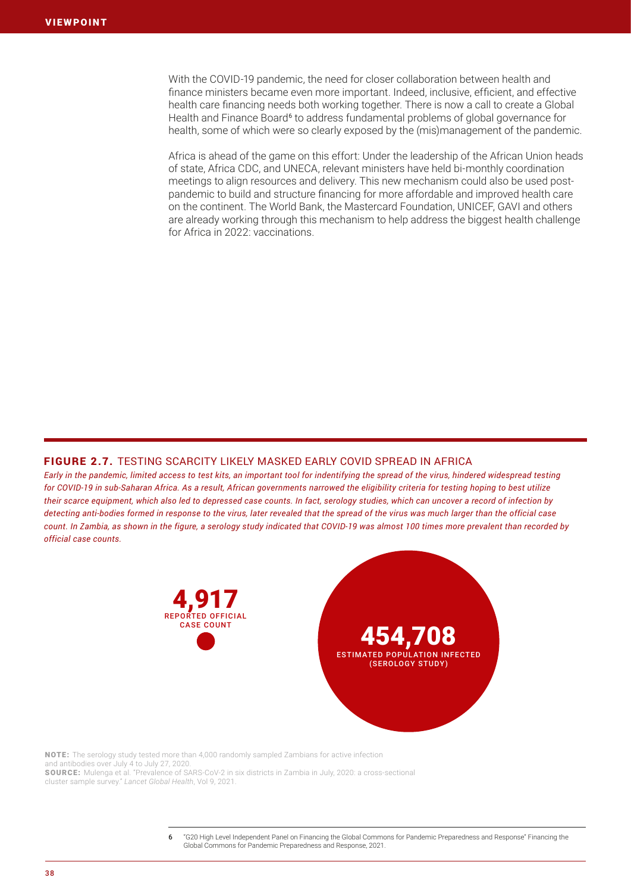With the COVID-19 pandemic, the need for closer collaboration between health and finance ministers became even more important. Indeed, inclusive, efficient, and effective health care financing needs both working together. There is now a call to create a Global Health and Finance Board[6] to address fundamental problems of global governance for health, some of which were so clearly exposed by the (mis)management of the pandemic.

Africa is ahead of the game on this effort: Under the leadership of the African Union heads of state, Africa CDC, and UNECA, relevant ministers have held bi-monthly coordination meetings to align resources and delivery. This new mechanism could also be used post-pandemic to build and structure financing for more affordable and improved health care on the continent. The World Bank, the Mastercard Foundation, UNICEF, GAVI and others are already working through this mechanism to help address the biggest health challenge for Africa in 2022: vaccinations.

## FIGURE 2.7. TESTING SCARCITY LIKELY MASKED EARLY COVID SPREAD IN AFRICA

*Early in the pandemic, limited access to test kits, an important tool for indentifying the spread of the virus, hindered widespread testing for COVID-19 in sub-Saharan Africa. As a result, African governments narrowed the eligibility criteria for testing hoping to best utilize their scarce equipment, which also led to depressed case counts. In fact, serology studies, which can uncover a record of infection by detecting anti-bodies formed in response to the virus, later revealed that the spread of the virus was much larger than the official case count. In Zambia, as shown in the figure, a serology study indicated that COVID-19 was almost 100 times more prevalent than recorded by official case counts.*

**4,917**
REPORTED OFFICIAL CASE COUNT

**454,708**
ESTIMATED POPULATION INFECTED (SEROLOGY STUDY)

**NOTE:** The serology study tested more than 4,000 randomly sampled Zambians for active infection and antibodies over July 4 to July 27, 2020.
**SOURCE:** Mulenga et al. "Prevalence of SARS-CoV-2 in six districts in Zambia in July, 2020: a cross-sectional cluster sample survey." *Lancet Global Health*, Vol 9, 2021.

6 "G20 High Level Independent Panel on Financing the Global Commons for Pandemic Preparedness and Response" Financing the Global Commons for Pandemic Preparedness and Response, 2021.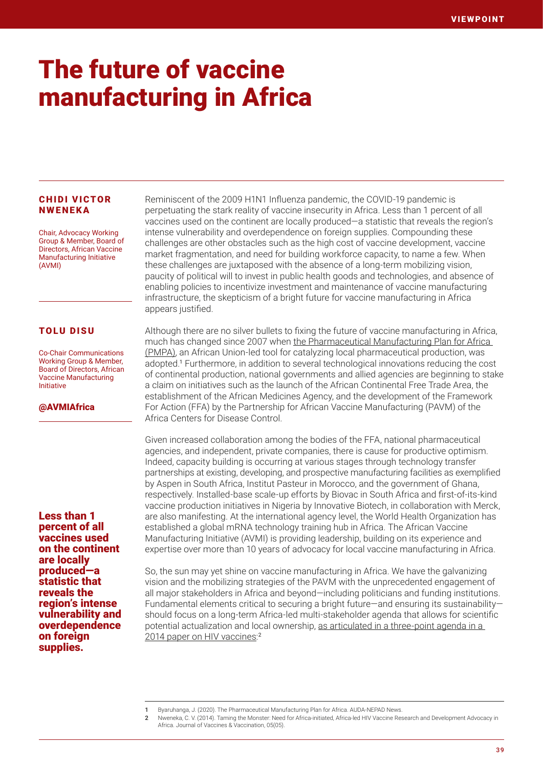# The future of vaccine manufacturing in Africa

**CHIDI VICTOR NWENEKA**

Chair, Advocacy Working Group & Member, Board of Directors, African Vaccine Manufacturing Initiative (AVMI)

**TOLU DISU**

Co-Chair Communications Working Group & Member, Board of Directors, African Vaccine Manufacturing Initiative

**@AVMIAfrica**

Reminiscent of the 2009 H1N1 Influenza pandemic, the COVID-19 pandemic is perpetuating the stark reality of vaccine insecurity in Africa. Less than 1 percent of all vaccines used on the continent are locally produced—a statistic that reveals the region's intense vulnerability and overdependence on foreign supplies. Compounding these challenges are other obstacles such as the high cost of vaccine development, vaccine market fragmentation, and need for building workforce capacity, to name a few. When these challenges are juxtaposed with the absence of a long-term mobilizing vision, paucity of political will to invest in public health goods and technologies, and absence of enabling policies to incentivize investment and maintenance of vaccine manufacturing infrastructure, the skepticism of a bright future for vaccine manufacturing in Africa appears justified.

Although there are no silver bullets to fixing the future of vaccine manufacturing in Africa, much has changed since 2007 when the Pharmaceutical Manufacturing Plan for Africa (PMPA), an African Union-led tool for catalyzing local pharmaceutical production, was adopted.[1] Furthermore, in addition to several technological innovations reducing the cost of continental production, national governments and allied agencies are beginning to stake a claim on initiatives such as the launch of the African Continental Free Trade Area, the establishment of the African Medicines Agency, and the development of the Framework For Action (FFA) by the Partnership for African Vaccine Manufacturing (PAVM) of the Africa Centers for Disease Control.

Given increased collaboration among the bodies of the FFA, national pharmaceutical agencies, and independent, private companies, there is cause for productive optimism. Indeed, capacity building is occurring at various stages through technology transfer partnerships at existing, developing, and prospective manufacturing facilities as exemplified by Aspen in South Africa, Institut Pasteur in Morocco, and the government of Ghana, respectively. Installed-base scale-up efforts by Biovac in South Africa and first-of-its-kind vaccine production initiatives in Nigeria by Innovative Biotech, in collaboration with Merck, are also manifesting. At the international agency level, the World Health Organization has established a global mRNA technology training hub in Africa. The African Vaccine Manufacturing Initiative (AVMI) is providing leadership, building on its experience and expertise over more than 10 years of advocacy for local vaccine manufacturing in Africa.

**Less than 1 percent of all vaccines used on the continent are locally produced—a statistic that reveals the region's intense vulnerability and overdependence on foreign supplies.**

So, the sun may yet shine on vaccine manufacturing in Africa. We have the galvanizing vision and the mobilizing strategies of the PAVM with the unprecedented engagement of all major stakeholders in Africa and beyond—including politicians and funding institutions. Fundamental elements critical to securing a bright future—and ensuring its sustainability—should focus on a long-term Africa-led multi-stakeholder agenda that allows for scientific potential actualization and local ownership, as articulated in a three-point agenda in a 2014 paper on HIV vaccines:[2]

1 Byaruhanga, J. (2020). The Pharmaceutical Manufacturing Plan for Africa. AUDA-NEPAD News.

2 Nweneka, C. V. (2014). Taming the Monster: Need for Africa-initiated, Africa-led HIV Vaccine Research and Development Advocacy in Africa. Journal of Vaccines & Vaccination, 05(05).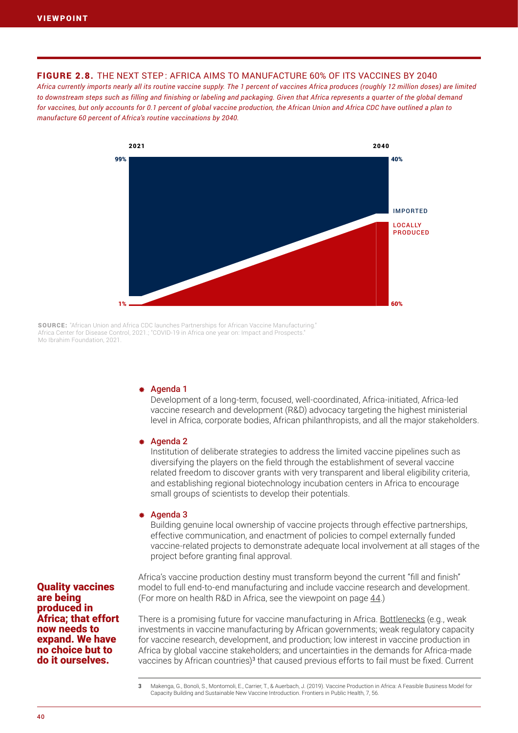**FIGURE 2.8.** THE NEXT STEP: AFRICA AIMS TO MANUFACTURE 60% OF ITS VACCINES BY 2040

*Africa currently imports nearly all its routine vaccine supply. The 1 percent of vaccines Africa produces (roughly 12 million doses) are limited to downstream steps such as filling and finishing or labeling and packaging. Given that Africa represents a quarter of the global demand for vaccines, but only accounts for 0.1 percent of global vaccine production, the African Union and Africa CDC have outlined a plan to manufacture 60 percent of Africa's routine vaccinations by 2040.*

| | 2021 | 2040 |
|---|---|---|
| IMPORTED | 99% | 40% |
| LOCALLY PRODUCED | 1% | 60% |

**SOURCE:** "African Union and Africa CDC launches Partnerships for African Vaccine Manufacturing." Africa Center for Disease Control, 2021.; "COVID-19 in Africa one year on: Impact and Prospects." Mo Ibrahim Foundation, 2021.

- **Agenda 1**
  Development of a long-term, focused, well-coordinated, Africa-initiated, Africa-led vaccine research and development (R&D) advocacy targeting the highest ministerial level in Africa, corporate bodies, African philanthropists, and all the major stakeholders.

- **Agenda 2**
  Institution of deliberate strategies to address the limited vaccine pipelines such as diversifying the players on the field through the establishment of several vaccine related freedom to discover grants with very transparent and liberal eligibility criteria, and establishing regional biotechnology incubation centers in Africa to encourage small groups of scientists to develop their potentials.

- **Agenda 3**
  Building genuine local ownership of vaccine projects through effective partnerships, effective communication, and enactment of policies to compel externally funded vaccine-related projects to demonstrate adequate local involvement at all stages of the project before granting final approval.

**Quality vaccines are being produced in Africa; that effort now needs to expand. We have no choice but to do it ourselves.**

Africa's vaccine production destiny must transform beyond the current "fill and finish" model to full end-to-end manufacturing and include vaccine research and development. (For more on health R&D in Africa, see the viewpoint on page 44.)

There is a promising future for vaccine manufacturing in Africa. Bottlenecks (e.g., weak investments in vaccine manufacturing by African governments; weak regulatory capacity for vaccine research, development, and production; low interest in vaccine production in Africa by global vaccine stakeholders; and uncertainties in the demands for Africa-made vaccines by African countries)[3] that caused previous efforts to fail must be fixed. Current

3 Makenga, G., Bonoli, S., Montomoli, E., Carrier, T., & Auerbach, J. (2019). Vaccine Production in Africa: A Feasible Business Model for Capacity Building and Sustainable New Vaccine Introduction. Frontiers in Public Health, 7, 56.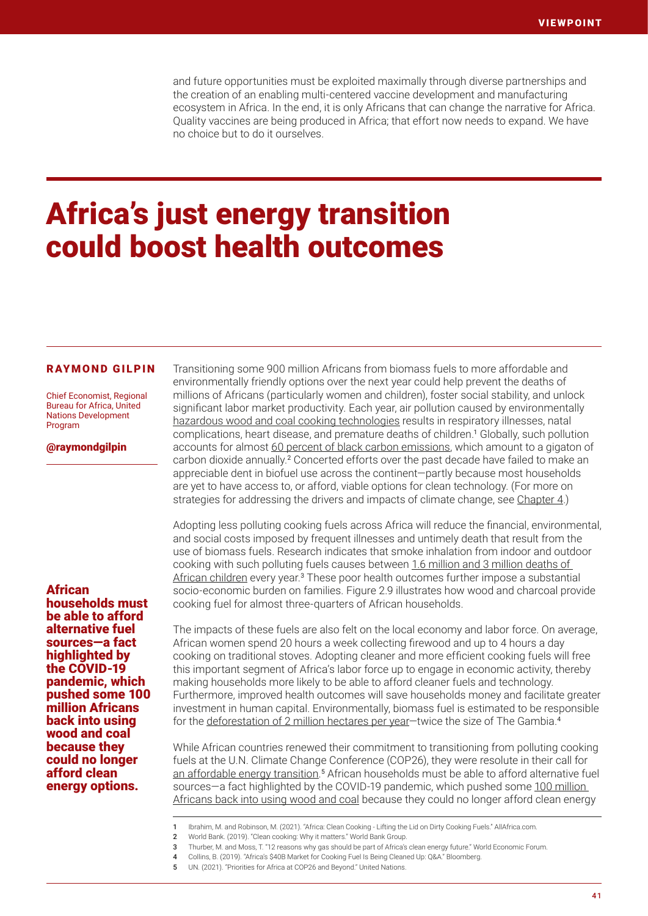and future opportunities must be exploited maximally through diverse partnerships and the creation of an enabling multi-centered vaccine development and manufacturing ecosystem in Africa. In the end, it is only Africans that can change the narrative for Africa. Quality vaccines are being produced in Africa; that effort now needs to expand. We have no choice but to do it ourselves.

# Africa's just energy transition could boost health outcomes

**RAYMOND GILPIN**

Chief Economist, Regional Bureau for Africa, United Nations Development Program

@raymondgilpin

Transitioning some 900 million Africans from biomass fuels to more affordable and environmentally friendly options over the next year could help prevent the deaths of millions of Africans (particularly women and children), foster social stability, and unlock significant labor market productivity. Each year, air pollution caused by environmentally hazardous wood and coal cooking technologies results in respiratory illnesses, natal complications, heart disease, and premature deaths of children.[1] Globally, such pollution accounts for almost 60 percent of black carbon emissions, which amount to a gigaton of carbon dioxide annually.[2] Concerted efforts over the past decade have failed to make an appreciable dent in biofuel use across the continent—partly because most households are yet to have access to, or afford, viable options for clean technology. (For more on strategies for addressing the drivers and impacts of climate change, see Chapter 4.)

Adopting less polluting cooking fuels across Africa will reduce the financial, environmental, and social costs imposed by frequent illnesses and untimely death that result from the use of biomass fuels. Research indicates that smoke inhalation from indoor and outdoor cooking with such polluting fuels causes between 1.6 million and 3 million deaths of African children every year.[3] These poor health outcomes further impose a substantial socio-economic burden on families. Figure 2.9 illustrates how wood and charcoal provide cooking fuel for almost three-quarters of African households.

**African households must be able to afford alternative fuel sources—a fact highlighted by the COVID-19 pandemic, which pushed some 100 million Africans back into using wood and coal because they could no longer afford clean energy options.**

The impacts of these fuels are also felt on the local economy and labor force. On average, African women spend 20 hours a week collecting firewood and up to 4 hours a day cooking on traditional stoves. Adopting cleaner and more efficient cooking fuels will free this important segment of Africa's labor force up to engage in economic activity, thereby making households more likely to be able to afford cleaner fuels and technology. Furthermore, improved health outcomes will save households money and facilitate greater investment in human capital. Environmentally, biomass fuel is estimated to be responsible for the deforestation of 2 million hectares per year—twice the size of The Gambia.[4]

While African countries renewed their commitment to transitioning from polluting cooking fuels at the U.N. Climate Change Conference (COP26), they were resolute in their call for an affordable energy transition.[5] African households must be able to afford alternative fuel sources—a fact highlighted by the COVID-19 pandemic, which pushed some 100 million Africans back into using wood and coal because they could no longer afford clean energy

1 Ibrahim, M. and Robinson, M. (2021). "Africa: Clean Cooking - Lifting the Lid on Dirty Cooking Fuels." AllAfrica.com.
2 World Bank. (2019). "Clean cooking: Why it matters." World Bank Group.
3 Thurber, M. and Moss, T. "12 reasons why gas should be part of Africa's clean energy future." World Economic Forum.
4 Collins, B. (2019). "Africa's $40B Market for Cooking Fuel Is Being Cleaned Up: Q&A." Bloomberg.
5 UN. (2021). "Priorities for Africa at COP26 and Beyond." United Nations.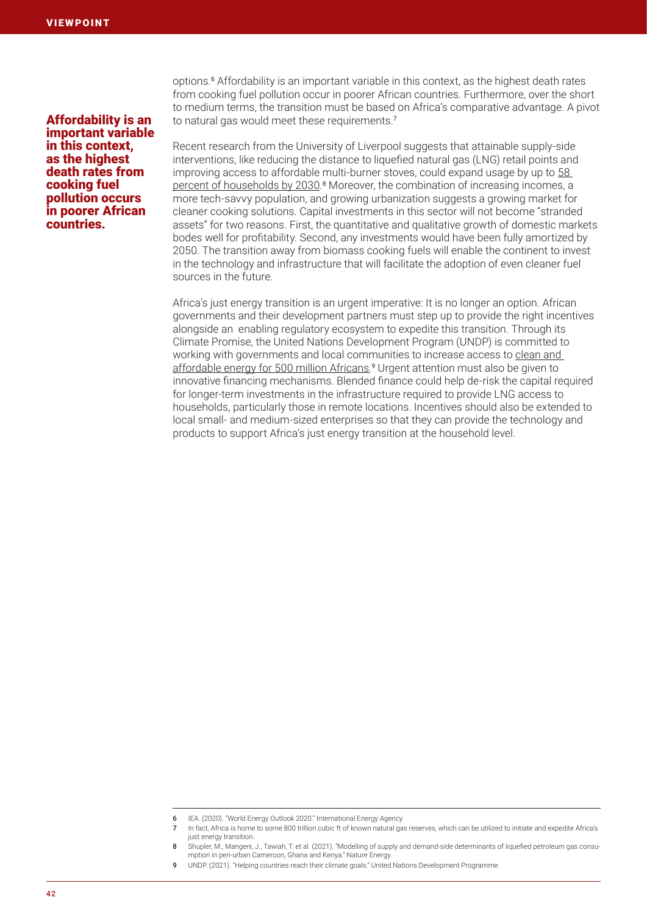**Affordability is an important variable in this context, as the highest death rates from cooking fuel pollution occurs in poorer African countries.**

options.[6] Affordability is an important variable in this context, as the highest death rates from cooking fuel pollution occur in poorer African countries. Furthermore, over the short to medium terms, the transition must be based on Africa's comparative advantage. A pivot to natural gas would meet these requirements.[7]

Recent research from the University of Liverpool suggests that attainable supply-side interventions, like reducing the distance to liquefied natural gas (LNG) retail points and improving access to affordable multi-burner stoves, could expand usage by up to 58 percent of households by 2030.[8] Moreover, the combination of increasing incomes, a more tech-savvy population, and growing urbanization suggests a growing market for cleaner cooking solutions. Capital investments in this sector will not become "stranded assets" for two reasons. First, the quantitative and qualitative growth of domestic markets bodes well for profitability. Second, any investments would have been fully amortized by 2050. The transition away from biomass cooking fuels will enable the continent to invest in the technology and infrastructure that will facilitate the adoption of even cleaner fuel sources in the future.

Africa's just energy transition is an urgent imperative: It is no longer an option. African governments and their development partners must step up to provide the right incentives alongside an enabling regulatory ecosystem to expedite this transition. Through its Climate Promise, the United Nations Development Program (UNDP) is committed to working with governments and local communities to increase access to clean and affordable energy for 500 million Africans.[9] Urgent attention must also be given to innovative financing mechanisms. Blended finance could help de-risk the capital required for longer-term investments in the infrastructure required to provide LNG access to households, particularly those in remote locations. Incentives should also be extended to local small- and medium-sized enterprises so that they can provide the technology and products to support Africa's just energy transition at the household level.

---

6 IEA. (2020). "World Energy Outlook 2020." International Energy Agency

7 In fact, Africa is home to some 800 trillion cubic ft of known natural gas reserves, which can be utilized to initiate and expedite Africa's just energy transition.

8 Shupler, M., Mangeni, J., Tawiah, T. et al. (2021). "Modelling of supply and demand-side determinants of liquefied petroleum gas consumption in peri-urban Cameroon, Ghana and Kenya." Nature Energy.

9 UNDP. (2021). "Helping countries reach their climate goals." United Nations Development Programme.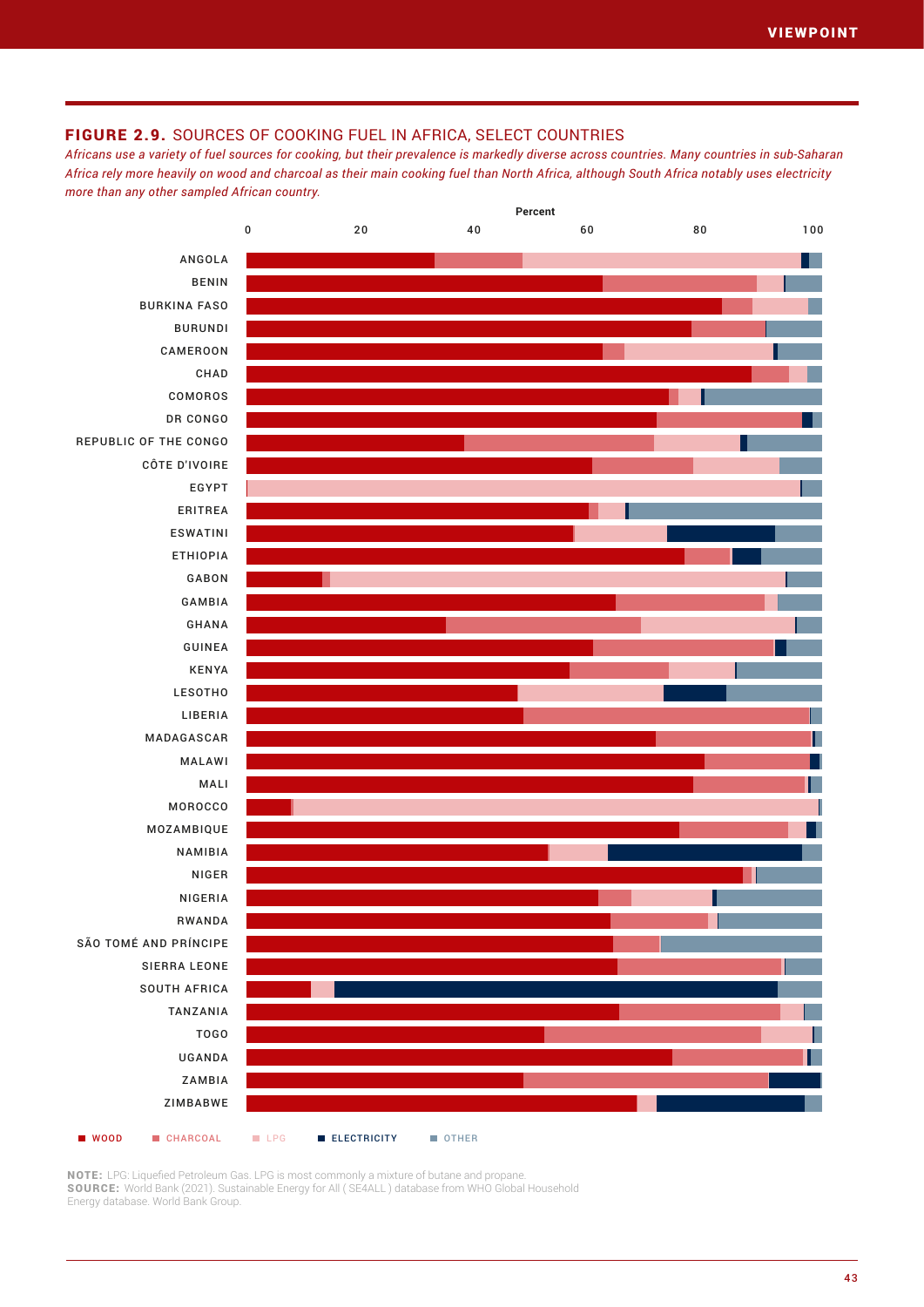## FIGURE 2.9. SOURCES OF COOKING FUEL IN AFRICA, SELECT COUNTRIES

*Africans use a variety of fuel sources for cooking, but their prevalence is markedly diverse across countries. Many countries in sub-Saharan Africa rely more heavily on wood and charcoal as their main cooking fuel than North Africa, although South Africa notably uses electricity more than any other sampled African country.*

Percent

0 20 40 60 80 100

ANGOLA
BENIN
BURKINA FASO
BURUNDI
CAMEROON
CHAD
COMOROS
DR CONGO
REPUBLIC OF THE CONGO
CÔTE D'IVOIRE
EGYPT
ERITREA
ESWATINI
ETHIOPIA
GABON
GAMBIA
GHANA
GUINEA
KENYA
LESOTHO
LIBERIA
MADAGASCAR
MALAWI
MALI
MOROCCO
MOZAMBIQUE
NAMIBIA
NIGER
NIGERIA
RWANDA
SÃO TOMÉ AND PRÍNCIPE
SIERRA LEONE
SOUTH AFRICA
TANZANIA
TOGO
UGANDA
ZAMBIA
ZIMBABWE

■ WOOD ■ CHARCOAL ■ LPG ■ ELECTRICITY ■ OTHER

**NOTE:** LPG: Liquefied Petroleum Gas. LPG is most commonly a mixture of butane and propane.
**SOURCE:** World Bank (2021). Sustainable Energy for All ( SE4ALL ) database from WHO Global Household Energy database. World Bank Group.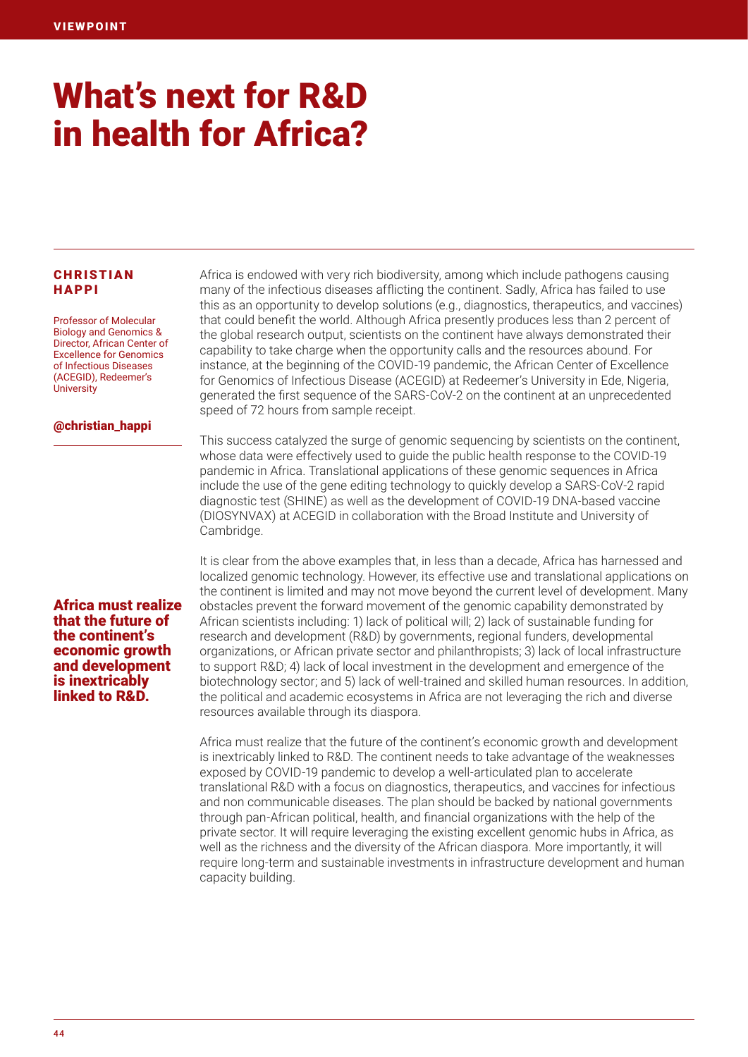# What's next for R&D in health for Africa?

**CHRISTIAN HAPPI**

Professor of Molecular Biology and Genomics & Director, African Center of Excellence for Genomics of Infectious Diseases (ACEGID), Redeemer's University

@christian_happi

Africa is endowed with very rich biodiversity, among which include pathogens causing many of the infectious diseases afflicting the continent. Sadly, Africa has failed to use this as an opportunity to develop solutions (e.g., diagnostics, therapeutics, and vaccines) that could benefit the world. Although Africa presently produces less than 2 percent of the global research output, scientists on the continent have always demonstrated their capability to take charge when the opportunity calls and the resources abound. For instance, at the beginning of the COVID-19 pandemic, the African Center of Excellence for Genomics of Infectious Disease (ACEGID) at Redeemer's University in Ede, Nigeria, generated the first sequence of the SARS-CoV-2 on the continent at an unprecedented speed of 72 hours from sample receipt.

This success catalyzed the surge of genomic sequencing by scientists on the continent, whose data were effectively used to guide the public health response to the COVID-19 pandemic in Africa. Translational applications of these genomic sequences in Africa include the use of the gene editing technology to quickly develop a SARS-CoV-2 rapid diagnostic test (SHINE) as well as the development of COVID-19 DNA-based vaccine (DIOSYNVAX) at ACEGID in collaboration with the Broad Institute and University of Cambridge.

It is clear from the above examples that, in less than a decade, Africa has harnessed and localized genomic technology. However, its effective use and translational applications on the continent is limited and may not move beyond the current level of development. Many obstacles prevent the forward movement of the genomic capability demonstrated by African scientists including: 1) lack of political will; 2) lack of sustainable funding for research and development (R&D) by governments, regional funders, developmental organizations, or African private sector and philanthropists; 3) lack of local infrastructure to support R&D; 4) lack of local investment in the development and emergence of the biotechnology sector; and 5) lack of well-trained and skilled human resources. In addition, the political and academic ecosystems in Africa are not leveraging the rich and diverse resources available through its diaspora.

**Africa must realize that the future of the continent's economic growth and development is inextricably linked to R&D.**

Africa must realize that the future of the continent's economic growth and development is inextricably linked to R&D. The continent needs to take advantage of the weaknesses exposed by COVID-19 pandemic to develop a well-articulated plan to accelerate translational R&D with a focus on diagnostics, therapeutics, and vaccines for infectious and non communicable diseases. The plan should be backed by national governments through pan-African political, health, and financial organizations with the help of the private sector. It will require leveraging the existing excellent genomic hubs in Africa, as well as the richness and the diversity of the African diaspora. More importantly, it will require long-term and sustainable investments in infrastructure development and human capacity building.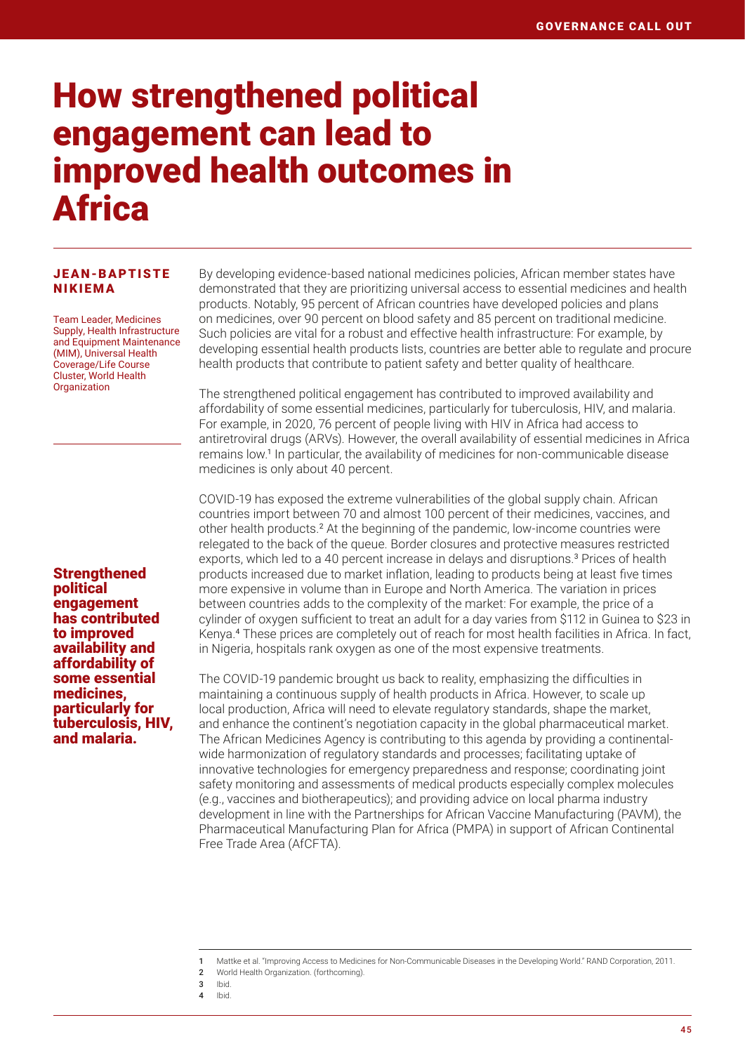# How strengthened political engagement can lead to improved health outcomes in Africa

**JEAN-BAPTISTE NIKIEMA**

Team Leader, Medicines Supply, Health Infrastructure and Equipment Maintenance (MIM), Universal Health Coverage/Life Course Cluster, World Health Organization

By developing evidence-based national medicines policies, African member states have demonstrated that they are prioritizing universal access to essential medicines and health products. Notably, 95 percent of African countries have developed policies and plans on medicines, over 90 percent on blood safety and 85 percent on traditional medicine. Such policies are vital for a robust and effective health infrastructure: For example, by developing essential health products lists, countries are better able to regulate and procure health products that contribute to patient safety and better quality of healthcare.

The strengthened political engagement has contributed to improved availability and affordability of some essential medicines, particularly for tuberculosis, HIV, and malaria. For example, in 2020, 76 percent of people living with HIV in Africa had access to antiretroviral drugs (ARVs). However, the overall availability of essential medicines in Africa remains low.[1] In particular, the availability of medicines for non-communicable disease medicines is only about 40 percent.

**Strengthened political engagement has contributed to improved availability and affordability of some essential medicines, particularly for tuberculosis, HIV, and malaria.**

COVID-19 has exposed the extreme vulnerabilities of the global supply chain. African countries import between 70 and almost 100 percent of their medicines, vaccines, and other health products.[2] At the beginning of the pandemic, low-income countries were relegated to the back of the queue. Border closures and protective measures restricted exports, which led to a 40 percent increase in delays and disruptions.[3] Prices of health products increased due to market inflation, leading to products being at least five times more expensive in volume than in Europe and North America. The variation in prices between countries adds to the complexity of the market: For example, the price of a cylinder of oxygen sufficient to treat an adult for a day varies from \$112 in Guinea to \$23 in Kenya.[4] These prices are completely out of reach for most health facilities in Africa. In fact, in Nigeria, hospitals rank oxygen as one of the most expensive treatments.

The COVID-19 pandemic brought us back to reality, emphasizing the difficulties in maintaining a continuous supply of health products in Africa. However, to scale up local production, Africa will need to elevate regulatory standards, shape the market, and enhance the continent's negotiation capacity in the global pharmaceutical market. The African Medicines Agency is contributing to this agenda by providing a continental-wide harmonization of regulatory standards and processes; facilitating uptake of innovative technologies for emergency preparedness and response; coordinating joint safety monitoring and assessments of medical products especially complex molecules (e.g., vaccines and biotherapeutics); and providing advice on local pharma industry development in line with the Partnerships for African Vaccine Manufacturing (PAVM), the Pharmaceutical Manufacturing Plan for Africa (PMPA) in support of African Continental Free Trade Area (AfCFTA).

---

1 Mattke et al. "Improving Access to Medicines for Non-Communicable Diseases in the Developing World." RAND Corporation, 2011.
2 World Health Organization. (forthcoming).
3 Ibid.
4 Ibid.